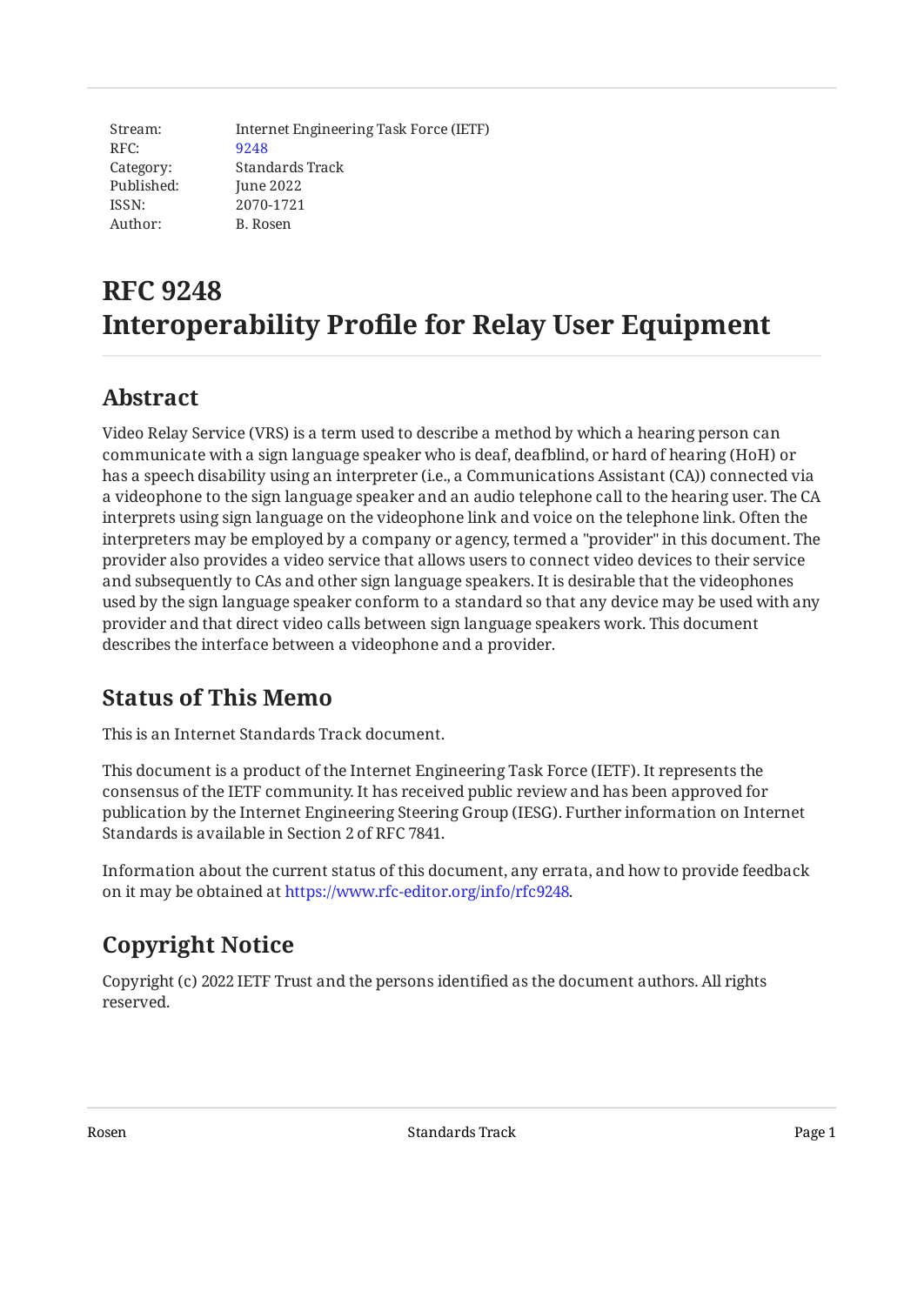Stream: Internet Engineering Task Force (IETF)
RFC: 9248
Category: Standards Track
Published: June 2022
ISSN: 2070-1721
Author: B. Rosen

# RFC 9248
# Interoperability Profile for Relay User Equipment

## Abstract

Video Relay Service (VRS) is a term used to describe a method by which a hearing person can communicate with a sign language speaker who is deaf, deafblind, or hard of hearing (HoH) or has a speech disability using an interpreter (i.e., a Communications Assistant (CA)) connected via a videophone to the sign language speaker and an audio telephone call to the hearing user. The CA interprets using sign language on the videophone link and voice on the telephone link. Often the interpreters may be employed by a company or agency, termed a "provider" in this document. The provider also provides a video service that allows users to connect video devices to their service and subsequently to CAs and other sign language speakers. It is desirable that the videophones used by the sign language speaker conform to a standard so that any device may be used with any provider and that direct video calls between sign language speakers work. This document describes the interface between a videophone and a provider.

## Status of This Memo

This is an Internet Standards Track document.

This document is a product of the Internet Engineering Task Force (IETF). It represents the consensus of the IETF community. It has received public review and has been approved for publication by the Internet Engineering Steering Group (IESG). Further information on Internet Standards is available in Section 2 of RFC 7841.

Information about the current status of this document, any errata, and how to provide feedback on it may be obtained at https://www.rfc-editor.org/info/rfc9248.

## Copyright Notice

Copyright (c) 2022 IETF Trust and the persons identified as the document authors. All rights reserved.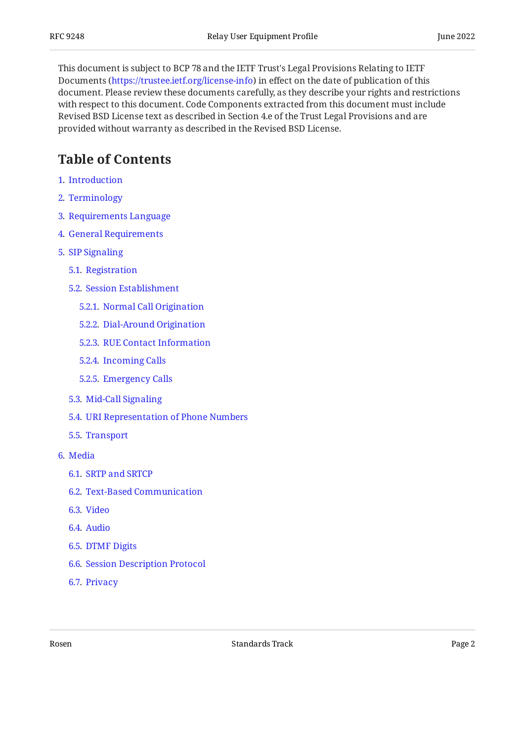This document is subject to BCP 78 and the IETF Trust's Legal Provisions Relating to IETF Documents (https://trustee.ietf.org/license-info) in effect on the date of publication of this document. Please review these documents carefully, as they describe your rights and restrictions with respect to this document. Code Components extracted from this document must include Revised BSD License text as described in Section 4.e of the Trust Legal Provisions and are provided without warranty as described in the Revised BSD License.

## Table of Contents

1. Introduction
2. Terminology
3. Requirements Language
4. General Requirements
5. SIP Signaling
   - 5.1. Registration
   - 5.2. Session Establishment
     - 5.2.1. Normal Call Origination
     - 5.2.2. Dial-Around Origination
     - 5.2.3. RUE Contact Information
     - 5.2.4. Incoming Calls
     - 5.2.5. Emergency Calls
   - 5.3. Mid-Call Signaling
   - 5.4. URI Representation of Phone Numbers
   - 5.5. Transport
6. Media
   - 6.1. SRTP and SRTCP
   - 6.2. Text-Based Communication
   - 6.3. Video
   - 6.4. Audio
   - 6.5. DTMF Digits
   - 6.6. Session Description Protocol
   - 6.7. Privacy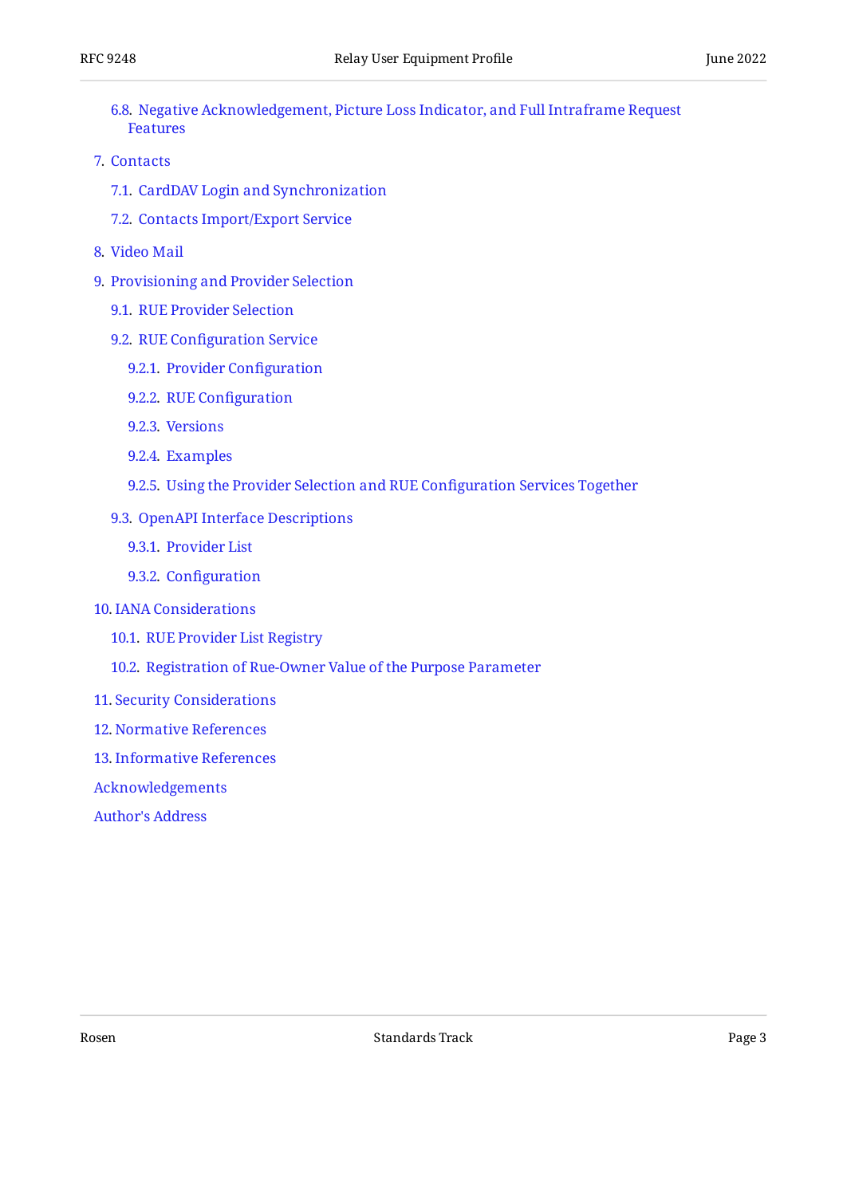- 6.8. Negative Acknowledgement, Picture Loss Indicator, and Full Intraframe Request Features
- 7. Contacts
  - 7.1. CardDAV Login and Synchronization
  - 7.2. Contacts Import/Export Service
- 8. Video Mail
- 9. Provisioning and Provider Selection
  - 9.1. RUE Provider Selection
  - 9.2. RUE Configuration Service
    - 9.2.1. Provider Configuration
    - 9.2.2. RUE Configuration
    - 9.2.3. Versions
    - 9.2.4. Examples
    - 9.2.5. Using the Provider Selection and RUE Configuration Services Together
  - 9.3. OpenAPI Interface Descriptions
    - 9.3.1. Provider List
    - 9.3.2. Configuration
- 10. IANA Considerations
  - 10.1. RUE Provider List Registry
  - 10.2. Registration of Rue-Owner Value of the Purpose Parameter
- 11. Security Considerations
- 12. Normative References
- 13. Informative References
- Acknowledgements
- Author's Address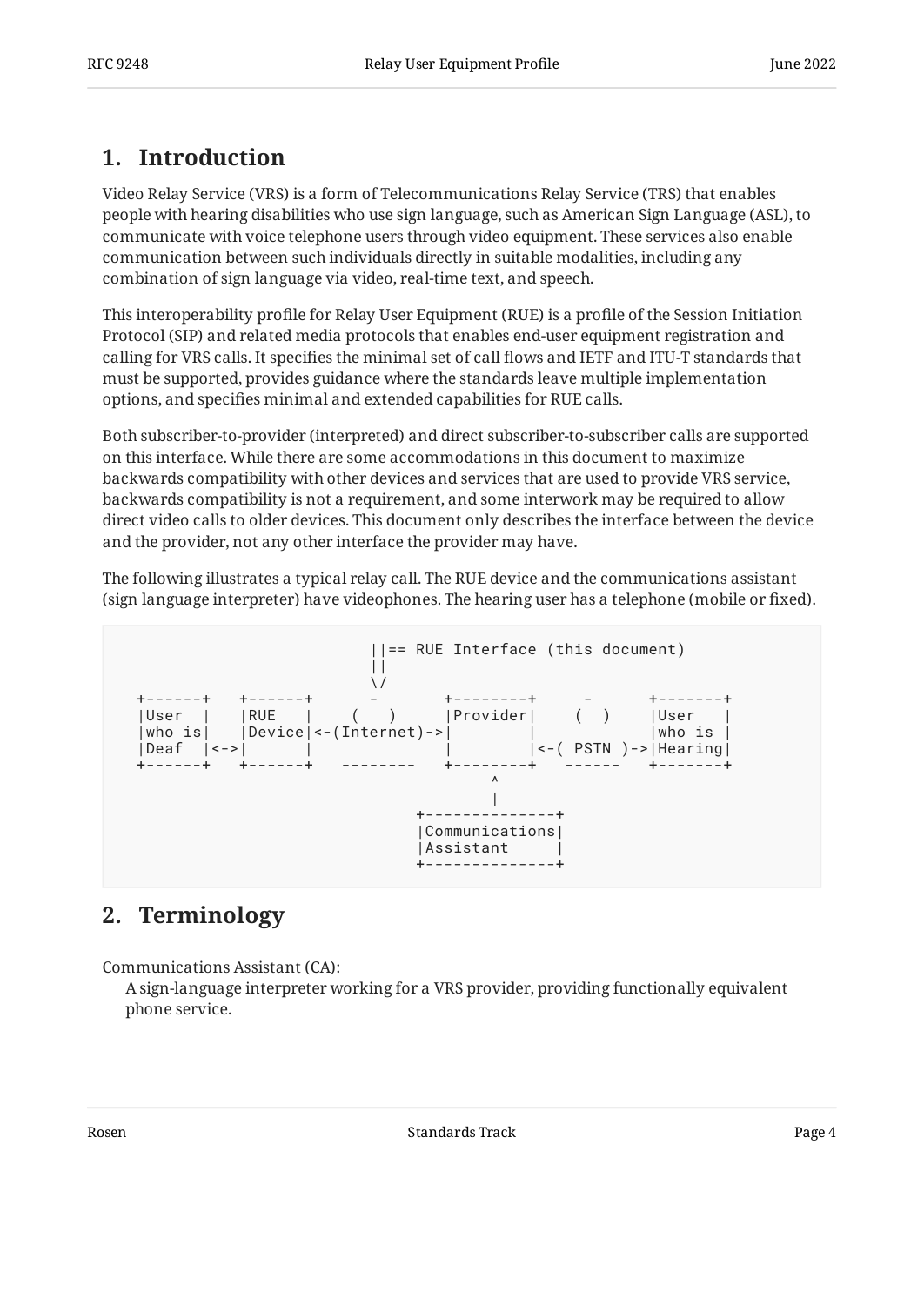## 1. Introduction

Video Relay Service (VRS) is a form of Telecommunications Relay Service (TRS) that enables people with hearing disabilities who use sign language, such as American Sign Language (ASL), to communicate with voice telephone users through video equipment. These services also enable communication between such individuals directly in suitable modalities, including any combination of sign language via video, real-time text, and speech.

This interoperability profile for Relay User Equipment (RUE) is a profile of the Session Initiation Protocol (SIP) and related media protocols that enables end-user equipment registration and calling for VRS calls. It specifies the minimal set of call flows and IETF and ITU-T standards that must be supported, provides guidance where the standards leave multiple implementation options, and specifies minimal and extended capabilities for RUE calls.

Both subscriber-to-provider (interpreted) and direct subscriber-to-subscriber calls are supported on this interface. While there are some accommodations in this document to maximize backwards compatibility with other devices and services that are used to provide VRS service, backwards compatibility is not a requirement, and some interwork may be required to allow direct video calls to older devices. This document only describes the interface between the device and the provider, not any other interface the provider may have.

The following illustrates a typical relay call. The RUE device and the communications assistant (sign language interpreter) have videophones. The hearing user has a telephone (mobile or fixed).

```
                            ||== RUE Interface (this document)
                            ||
                            \/
  +------+   +------+      -       +--------+     -      +-------+
  |User  |   |RUE   |    (   )     |Provider|    (  )    |User   |
  |who is|   |Device|<-(Internet)->|        |            |who is |
  |Deaf  |<->|      |              |        |<-( PSTN )->|Hearing|
  +------+   +------+   --------   +--------+   ------   +-------+
                                        ^
                                        |
                                 +--------------+
                                 |Communications|
                                 |Assistant     |
                                 +--------------+
```

## 2. Terminology

Communications Assistant (CA):
: A sign-language interpreter working for a VRS provider, providing functionally equivalent phone service.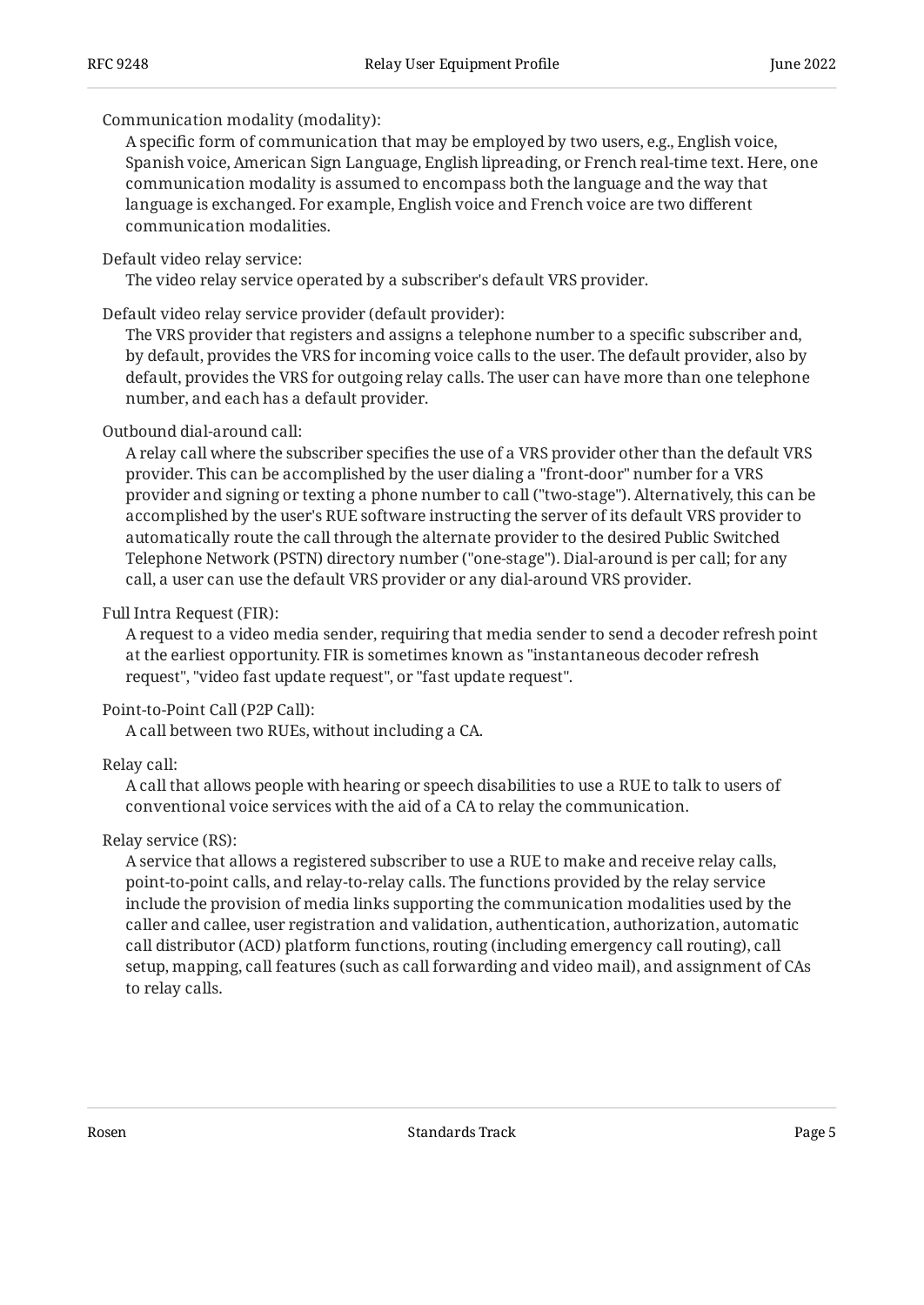Communication modality (modality):
A specific form of communication that may be employed by two users, e.g., English voice, Spanish voice, American Sign Language, English lipreading, or French real-time text. Here, one communication modality is assumed to encompass both the language and the way that language is exchanged. For example, English voice and French voice are two different communication modalities.

Default video relay service:
The video relay service operated by a subscriber's default VRS provider.

Default video relay service provider (default provider):
The VRS provider that registers and assigns a telephone number to a specific subscriber and, by default, provides the VRS for incoming voice calls to the user. The default provider, also by default, provides the VRS for outgoing relay calls. The user can have more than one telephone number, and each has a default provider.

Outbound dial-around call:
A relay call where the subscriber specifies the use of a VRS provider other than the default VRS provider. This can be accomplished by the user dialing a "front-door" number for a VRS provider and signing or texting a phone number to call ("two-stage"). Alternatively, this can be accomplished by the user's RUE software instructing the server of its default VRS provider to automatically route the call through the alternate provider to the desired Public Switched Telephone Network (PSTN) directory number ("one-stage"). Dial-around is per call; for any call, a user can use the default VRS provider or any dial-around VRS provider.

Full Intra Request (FIR):
A request to a video media sender, requiring that media sender to send a decoder refresh point at the earliest opportunity. FIR is sometimes known as "instantaneous decoder refresh request", "video fast update request", or "fast update request".

Point-to-Point Call (P2P Call):
A call between two RUEs, without including a CA.

Relay call:
A call that allows people with hearing or speech disabilities to use a RUE to talk to users of conventional voice services with the aid of a CA to relay the communication.

Relay service (RS):
A service that allows a registered subscriber to use a RUE to make and receive relay calls, point-to-point calls, and relay-to-relay calls. The functions provided by the relay service include the provision of media links supporting the communication modalities used by the caller and callee, user registration and validation, authentication, authorization, automatic call distributor (ACD) platform functions, routing (including emergency call routing), call setup, mapping, call features (such as call forwarding and video mail), and assignment of CAs to relay calls.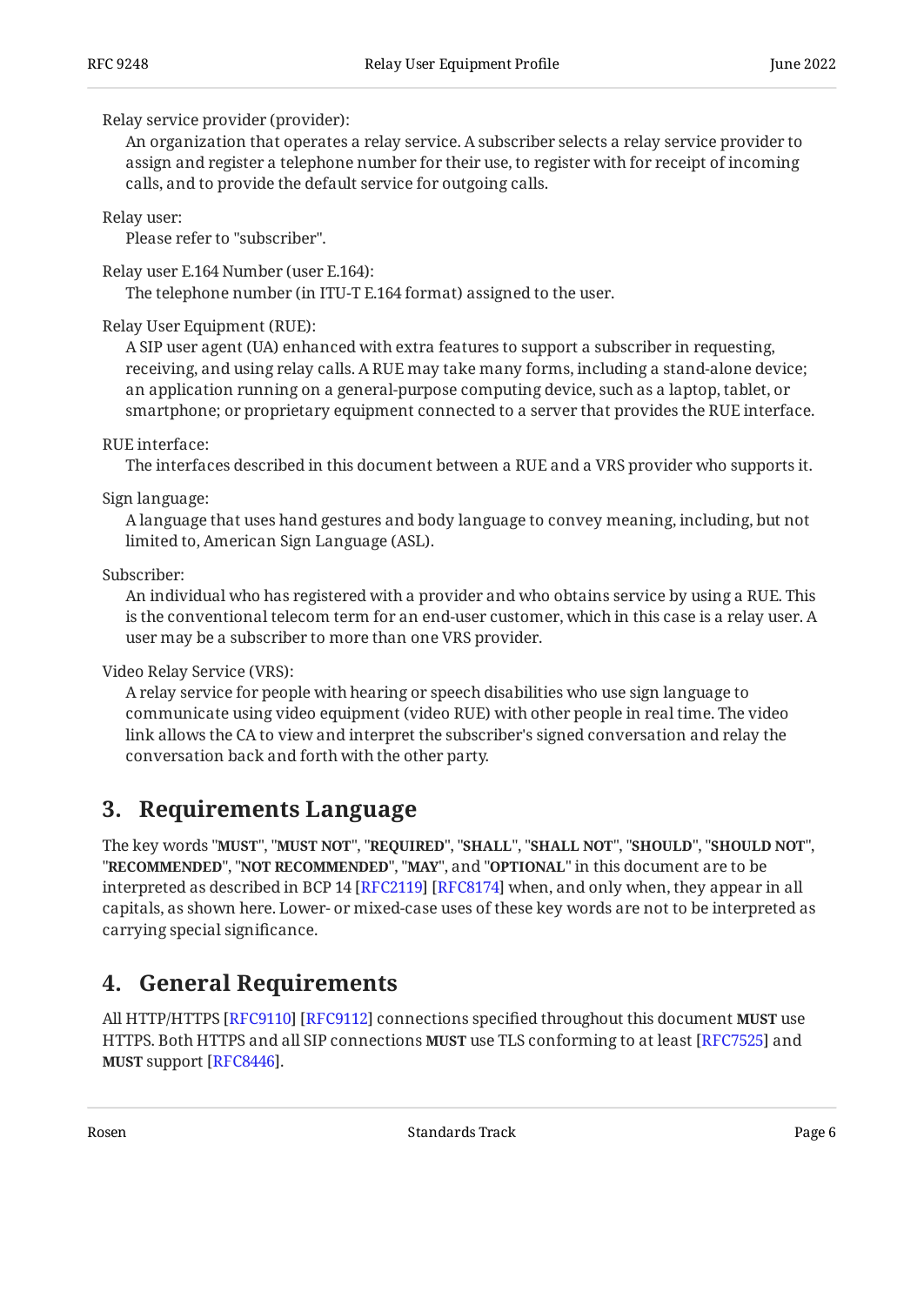Relay service provider (provider):
: An organization that operates a relay service. A subscriber selects a relay service provider to assign and register a telephone number for their use, to register with for receipt of incoming calls, and to provide the default service for outgoing calls.

Relay user:
: Please refer to "subscriber".

Relay user E.164 Number (user E.164):
: The telephone number (in ITU-T E.164 format) assigned to the user.

Relay User Equipment (RUE):
: A SIP user agent (UA) enhanced with extra features to support a subscriber in requesting, receiving, and using relay calls. A RUE may take many forms, including a stand-alone device; an application running on a general-purpose computing device, such as a laptop, tablet, or smartphone; or proprietary equipment connected to a server that provides the RUE interface.

RUE interface:
: The interfaces described in this document between a RUE and a VRS provider who supports it.

Sign language:
: A language that uses hand gestures and body language to convey meaning, including, but not limited to, American Sign Language (ASL).

Subscriber:
: An individual who has registered with a provider and who obtains service by using a RUE. This is the conventional telecom term for an end-user customer, which in this case is a relay user. A user may be a subscriber to more than one VRS provider.

Video Relay Service (VRS):
: A relay service for people with hearing or speech disabilities who use sign language to communicate using video equipment (video RUE) with other people in real time. The video link allows the CA to view and interpret the subscriber's signed conversation and relay the conversation back and forth with the other party.

## 3. Requirements Language

The key words "**MUST**", "**MUST NOT**", "**REQUIRED**", "**SHALL**", "**SHALL NOT**", "**SHOULD**", "**SHOULD NOT**", "**RECOMMENDED**", "**NOT RECOMMENDED**", "**MAY**", and "**OPTIONAL**" in this document are to be interpreted as described in BCP 14 [RFC2119] [RFC8174] when, and only when, they appear in all capitals, as shown here. Lower- or mixed-case uses of these key words are not to be interpreted as carrying special significance.

## 4. General Requirements

All HTTP/HTTPS [RFC9110] [RFC9112] connections specified throughout this document **MUST** use HTTPS. Both HTTPS and all SIP connections **MUST** use TLS conforming to at least [RFC7525] and **MUST** support [RFC8446].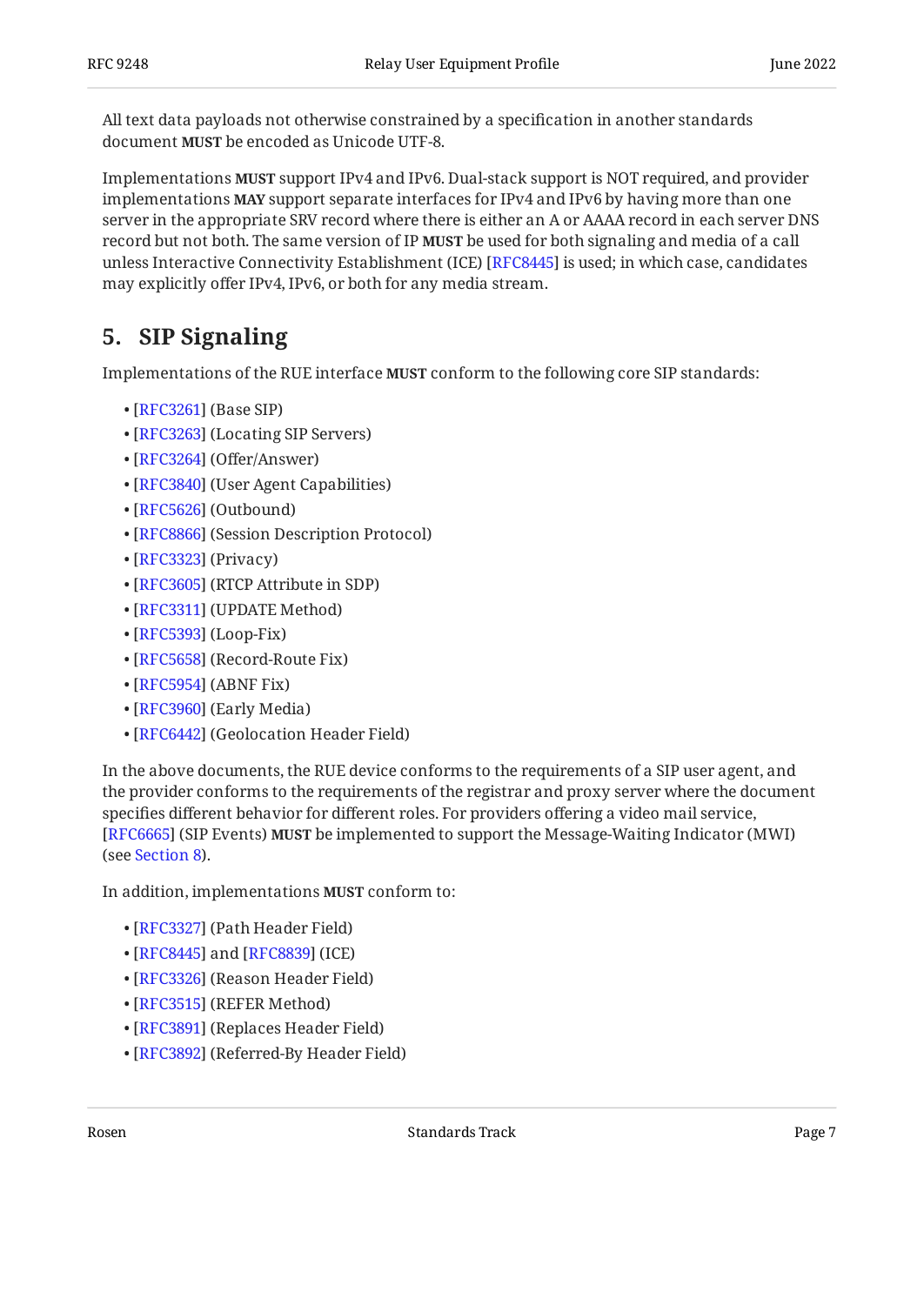All text data payloads not otherwise constrained by a specification in another standards document **MUST** be encoded as Unicode UTF-8.

Implementations **MUST** support IPv4 and IPv6. Dual-stack support is NOT required, and provider implementations **MAY** support separate interfaces for IPv4 and IPv6 by having more than one server in the appropriate SRV record where there is either an A or AAAA record in each server DNS record but not both. The same version of IP **MUST** be used for both signaling and media of a call unless Interactive Connectivity Establishment (ICE) [RFC8445] is used; in which case, candidates may explicitly offer IPv4, IPv6, or both for any media stream.

## 5. SIP Signaling

Implementations of the RUE interface **MUST** conform to the following core SIP standards:

- [RFC3261] (Base SIP)
- [RFC3263] (Locating SIP Servers)
- [RFC3264] (Offer/Answer)
- [RFC3840] (User Agent Capabilities)
- [RFC5626] (Outbound)
- [RFC8866] (Session Description Protocol)
- [RFC3323] (Privacy)
- [RFC3605] (RTCP Attribute in SDP)
- [RFC3311] (UPDATE Method)
- [RFC5393] (Loop-Fix)
- [RFC5658] (Record-Route Fix)
- [RFC5954] (ABNF Fix)
- [RFC3960] (Early Media)
- [RFC6442] (Geolocation Header Field)

In the above documents, the RUE device conforms to the requirements of a SIP user agent, and the provider conforms to the requirements of the registrar and proxy server where the document specifies different behavior for different roles. For providers offering a video mail service, [RFC6665] (SIP Events) **MUST** be implemented to support the Message-Waiting Indicator (MWI) (see Section 8).

In addition, implementations **MUST** conform to:

- [RFC3327] (Path Header Field)
- [RFC8445] and [RFC8839] (ICE)
- [RFC3326] (Reason Header Field)
- [RFC3515] (REFER Method)
- [RFC3891] (Replaces Header Field)
- [RFC3892] (Referred-By Header Field)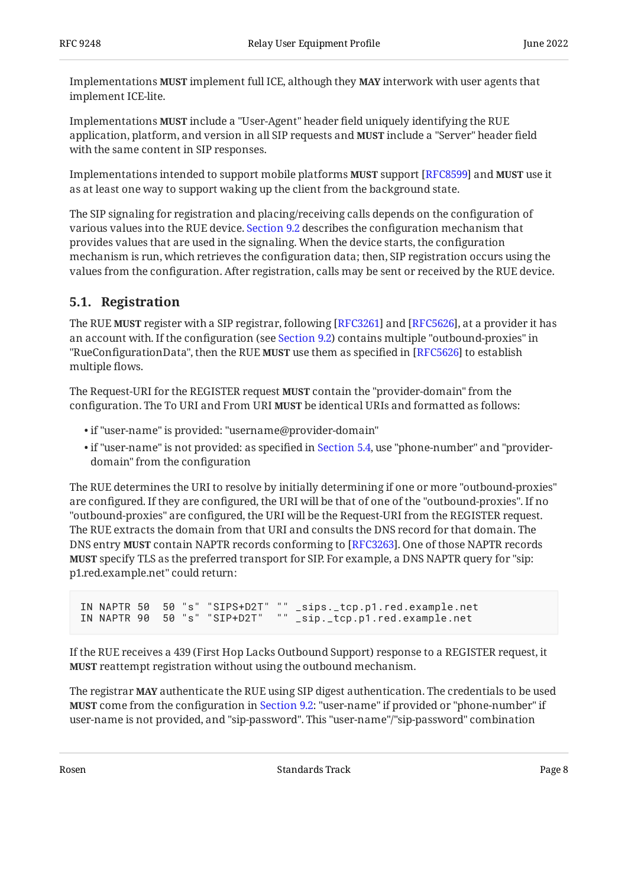Implementations **MUST** implement full ICE, although they **MAY** interwork with user agents that implement ICE-lite.

Implementations **MUST** include a "User-Agent" header field uniquely identifying the RUE application, platform, and version in all SIP requests and **MUST** include a "Server" header field with the same content in SIP responses.

Implementations intended to support mobile platforms **MUST** support [RFC8599] and **MUST** use it as at least one way to support waking up the client from the background state.

The SIP signaling for registration and placing/receiving calls depends on the configuration of various values into the RUE device. Section 9.2 describes the configuration mechanism that provides values that are used in the signaling. When the device starts, the configuration mechanism is run, which retrieves the configuration data; then, SIP registration occurs using the values from the configuration. After registration, calls may be sent or received by the RUE device.

## 5.1. Registration

The RUE **MUST** register with a SIP registrar, following [RFC3261] and [RFC5626], at a provider it has an account with. If the configuration (see Section 9.2) contains multiple "outbound-proxies" in "RueConfigurationData", then the RUE **MUST** use them as specified in [RFC5626] to establish multiple flows.

The Request-URI for the REGISTER request **MUST** contain the "provider-domain" from the configuration. The To URI and From URI **MUST** be identical URIs and formatted as follows:

- if "user-name" is provided: "username@provider-domain"
- if "user-name" is not provided: as specified in Section 5.4, use "phone-number" and "provider-domain" from the configuration

The RUE determines the URI to resolve by initially determining if one or more "outbound-proxies" are configured. If they are configured, the URI will be that of one of the "outbound-proxies". If no "outbound-proxies" are configured, the URI will be the Request-URI from the REGISTER request. The RUE extracts the domain from that URI and consults the DNS record for that domain. The DNS entry **MUST** contain NAPTR records conforming to [RFC3263]. One of those NAPTR records **MUST** specify TLS as the preferred transport for SIP. For example, a DNS NAPTR query for "sip: p1.red.example.net" could return:

```
IN NAPTR 50  50 "s" "SIPS+D2T" "" _sips._tcp.p1.red.example.net
IN NAPTR 90  50 "s" "SIP+D2T"  "" _sip._tcp.p1.red.example.net
```

If the RUE receives a 439 (First Hop Lacks Outbound Support) response to a REGISTER request, it **MUST** reattempt registration without using the outbound mechanism.

The registrar **MAY** authenticate the RUE using SIP digest authentication. The credentials to be used **MUST** come from the configuration in Section 9.2: "user-name" if provided or "phone-number" if user-name is not provided, and "sip-password". This "user-name"/"sip-password" combination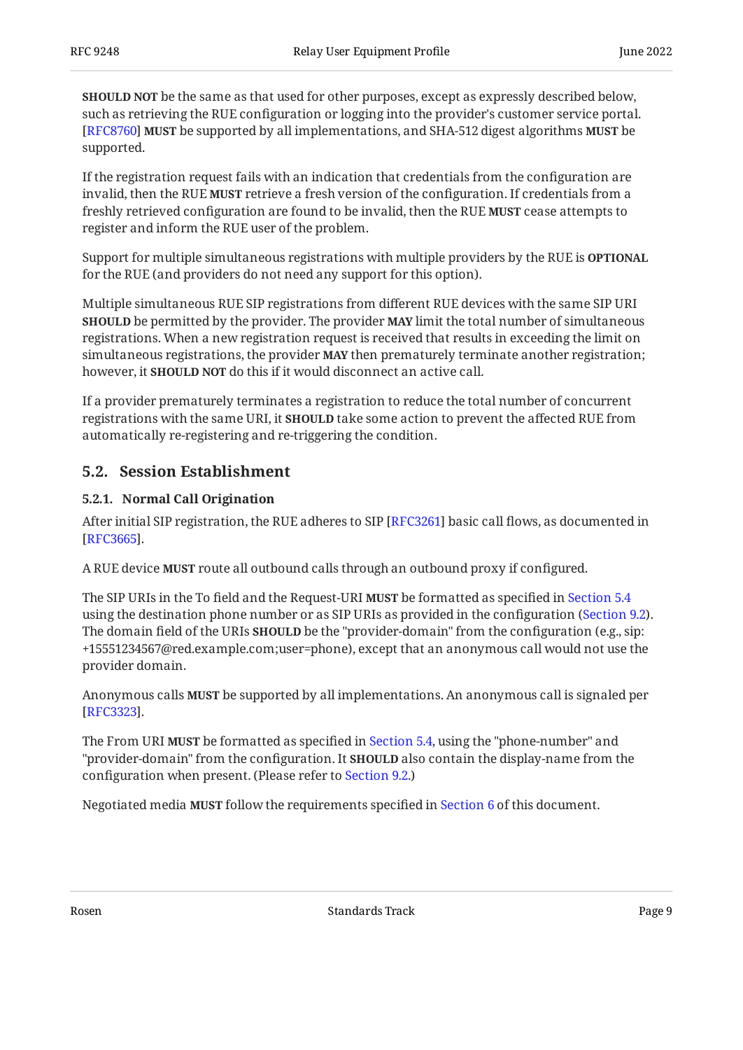**SHOULD NOT** be the same as that used for other purposes, except as expressly described below, such as retrieving the RUE configuration or logging into the provider's customer service portal. [RFC8760] **MUST** be supported by all implementations, and SHA-512 digest algorithms **MUST** be supported.

If the registration request fails with an indication that credentials from the configuration are invalid, then the RUE **MUST** retrieve a fresh version of the configuration. If credentials from a freshly retrieved configuration are found to be invalid, then the RUE **MUST** cease attempts to register and inform the RUE user of the problem.

Support for multiple simultaneous registrations with multiple providers by the RUE is **OPTIONAL** for the RUE (and providers do not need any support for this option).

Multiple simultaneous RUE SIP registrations from different RUE devices with the same SIP URI **SHOULD** be permitted by the provider. The provider **MAY** limit the total number of simultaneous registrations. When a new registration request is received that results in exceeding the limit on simultaneous registrations, the provider **MAY** then prematurely terminate another registration; however, it **SHOULD NOT** do this if it would disconnect an active call.

If a provider prematurely terminates a registration to reduce the total number of concurrent registrations with the same URI, it **SHOULD** take some action to prevent the affected RUE from automatically re-registering and re-triggering the condition.

## 5.2. Session Establishment

### 5.2.1. Normal Call Origination

After initial SIP registration, the RUE adheres to SIP [RFC3261] basic call flows, as documented in [RFC3665].

A RUE device **MUST** route all outbound calls through an outbound proxy if configured.

The SIP URIs in the To field and the Request-URI **MUST** be formatted as specified in Section 5.4 using the destination phone number or as SIP URIs as provided in the configuration (Section 9.2). The domain field of the URIs **SHOULD** be the "provider-domain" from the configuration (e.g., sip:+15551234567@red.example.com;user=phone), except that an anonymous call would not use the provider domain.

Anonymous calls **MUST** be supported by all implementations. An anonymous call is signaled per [RFC3323].

The From URI **MUST** be formatted as specified in Section 5.4, using the "phone-number" and "provider-domain" from the configuration. It **SHOULD** also contain the display-name from the configuration when present. (Please refer to Section 9.2.)

Negotiated media **MUST** follow the requirements specified in Section 6 of this document.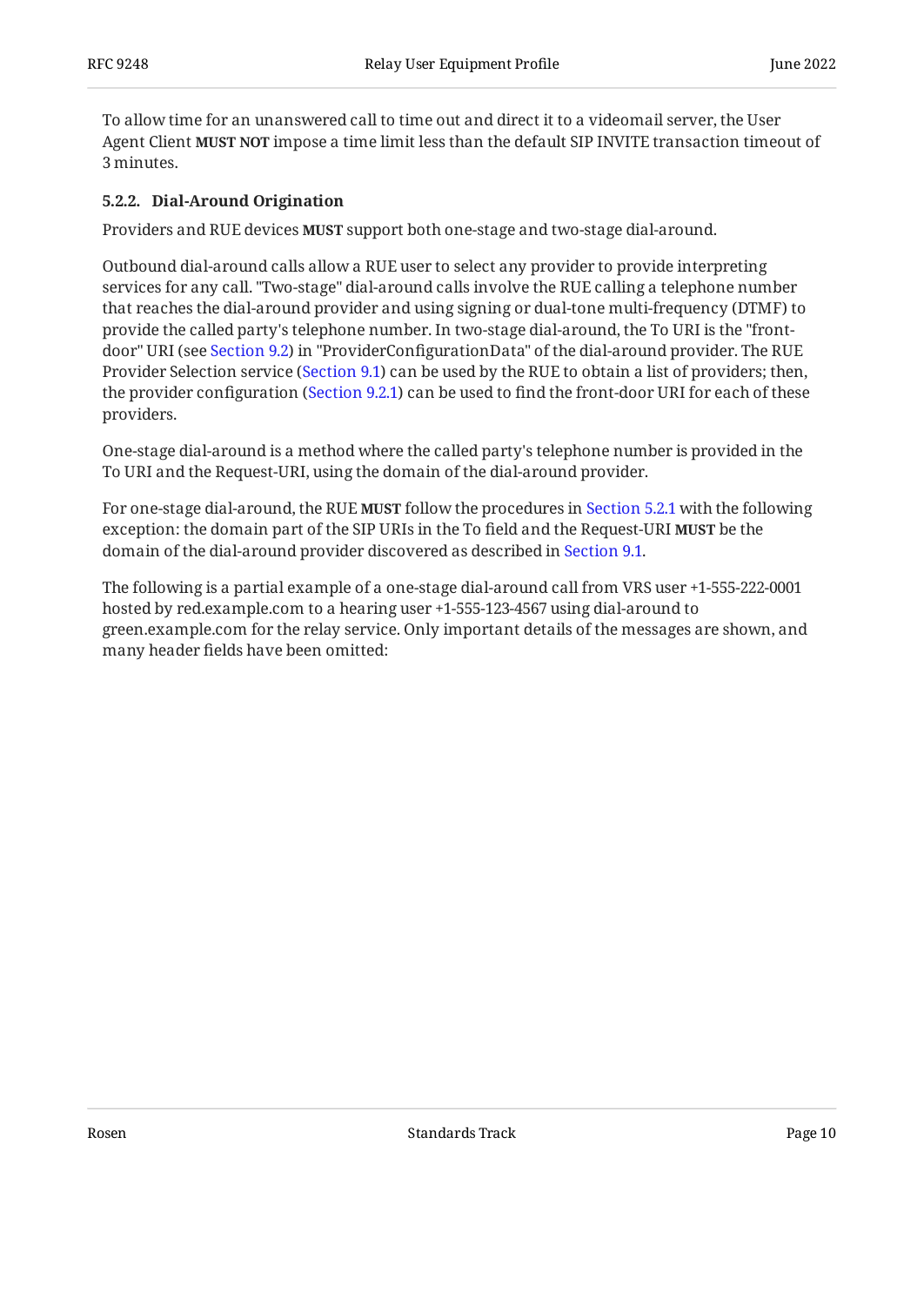To allow time for an unanswered call to time out and direct it to a videomail server, the User Agent Client **MUST NOT** impose a time limit less than the default SIP INVITE transaction timeout of 3 minutes.

#### 5.2.2. Dial-Around Origination

Providers and RUE devices **MUST** support both one-stage and two-stage dial-around.

Outbound dial-around calls allow a RUE user to select any provider to provide interpreting services for any call. "Two-stage" dial-around calls involve the RUE calling a telephone number that reaches the dial-around provider and using signing or dual-tone multi-frequency (DTMF) to provide the called party's telephone number. In two-stage dial-around, the To URI is the "front-door" URI (see Section 9.2) in "ProviderConfigurationData" of the dial-around provider. The RUE Provider Selection service (Section 9.1) can be used by the RUE to obtain a list of providers; then, the provider configuration (Section 9.2.1) can be used to find the front-door URI for each of these providers.

One-stage dial-around is a method where the called party's telephone number is provided in the To URI and the Request-URI, using the domain of the dial-around provider.

For one-stage dial-around, the RUE **MUST** follow the procedures in Section 5.2.1 with the following exception: the domain part of the SIP URIs in the To field and the Request-URI **MUST** be the domain of the dial-around provider discovered as described in Section 9.1.

The following is a partial example of a one-stage dial-around call from VRS user +1-555-222-0001 hosted by red.example.com to a hearing user +1-555-123-4567 using dial-around to green.example.com for the relay service. Only important details of the messages are shown, and many header fields have been omitted: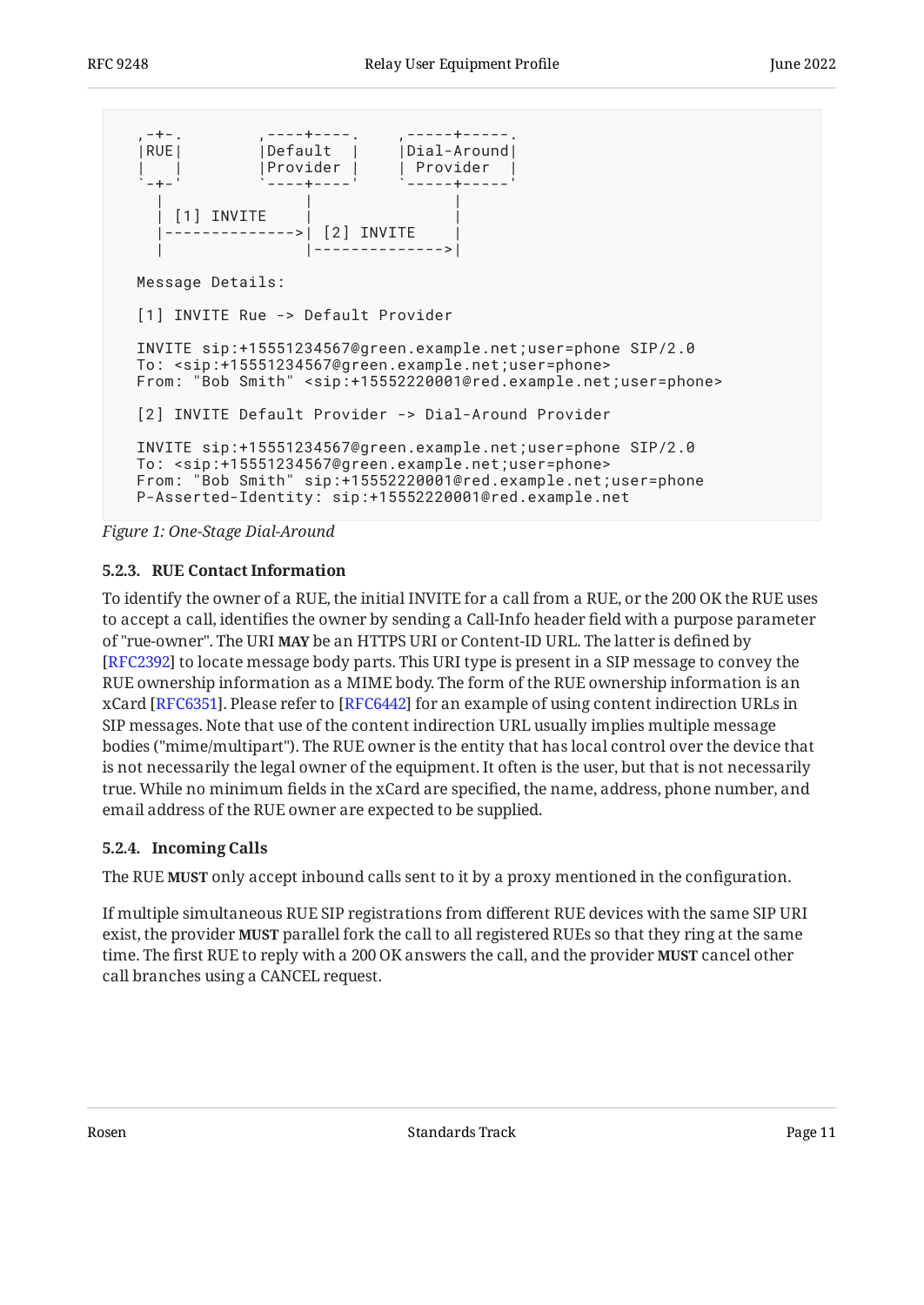```
,-+-.         ,----+----.     ,-----+-----.
|RUE|         |Default  |     |Dial-Around|
|   |         |Provider |     | Provider  |
`-+-'         `----+----'     `-----+-----'
  |                |                |
  | [1] INVITE     |                |
  |--------------->| [2] INVITE     |
  |                |--------------->|

Message Details:

[1] INVITE Rue -> Default Provider

INVITE sip:+15551234567@green.example.net;user=phone SIP/2.0
To: <sip:+15551234567@green.example.net;user=phone>
From: "Bob Smith" <sip:+15552220001@red.example.net;user=phone>

[2] INVITE Default Provider -> Dial-Around Provider

INVITE sip:+15551234567@green.example.net;user=phone SIP/2.0
To: <sip:+15551234567@green.example.net;user=phone>
From: "Bob Smith" sip:+15552220001@red.example.net;user=phone
P-Asserted-Identity: sip:+15552220001@red.example.net
```

*Figure 1: One-Stage Dial-Around*

### 5.2.3. RUE Contact Information

To identify the owner of a RUE, the initial INVITE for a call from a RUE, or the 200 OK the RUE uses to accept a call, identifies the owner by sending a Call-Info header field with a purpose parameter of "rue-owner". The URI **MAY** be an HTTPS URI or Content-ID URL. The latter is defined by [RFC2392] to locate message body parts. This URI type is present in a SIP message to convey the RUE ownership information as a MIME body. The form of the RUE ownership information is an xCard [RFC6351]. Please refer to [RFC6442] for an example of using content indirection URLs in SIP messages. Note that use of the content indirection URL usually implies multiple message bodies ("mime/multipart"). The RUE owner is the entity that has local control over the device that is not necessarily the legal owner of the equipment. It often is the user, but that is not necessarily true. While no minimum fields in the xCard are specified, the name, address, phone number, and email address of the RUE owner are expected to be supplied.

### 5.2.4. Incoming Calls

The RUE **MUST** only accept inbound calls sent to it by a proxy mentioned in the configuration.

If multiple simultaneous RUE SIP registrations from different RUE devices with the same SIP URI exist, the provider **MUST** parallel fork the call to all registered RUEs so that they ring at the same time. The first RUE to reply with a 200 OK answers the call, and the provider **MUST** cancel other call branches using a CANCEL request.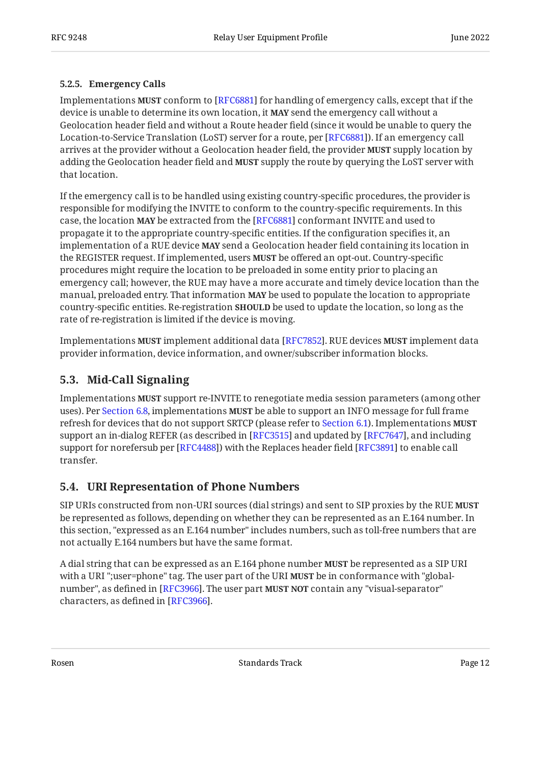#### 5.2.5. Emergency Calls

Implementations **MUST** conform to [RFC6881] for handling of emergency calls, except that if the device is unable to determine its own location, it **MAY** send the emergency call without a Geolocation header field and without a Route header field (since it would be unable to query the Location-to-Service Translation (LoST) server for a route, per [RFC6881]). If an emergency call arrives at the provider without a Geolocation header field, the provider **MUST** supply location by adding the Geolocation header field and **MUST** supply the route by querying the LoST server with that location.

If the emergency call is to be handled using existing country-specific procedures, the provider is responsible for modifying the INVITE to conform to the country-specific requirements. In this case, the location **MAY** be extracted from the [RFC6881] conformant INVITE and used to propagate it to the appropriate country-specific entities. If the configuration specifies it, an implementation of a RUE device **MAY** send a Geolocation header field containing its location in the REGISTER request. If implemented, users **MUST** be offered an opt-out. Country-specific procedures might require the location to be preloaded in some entity prior to placing an emergency call; however, the RUE may have a more accurate and timely device location than the manual, preloaded entry. That information **MAY** be used to populate the location to appropriate country-specific entities. Re-registration **SHOULD** be used to update the location, so long as the rate of re-registration is limited if the device is moving.

Implementations **MUST** implement additional data [RFC7852]. RUE devices **MUST** implement data provider information, device information, and owner/subscriber information blocks.

### 5.3. Mid-Call Signaling

Implementations **MUST** support re-INVITE to renegotiate media session parameters (among other uses). Per Section 6.8, implementations **MUST** be able to support an INFO message for full frame refresh for devices that do not support SRTCP (please refer to Section 6.1). Implementations **MUST** support an in-dialog REFER (as described in [RFC3515] and updated by [RFC7647], and including support for norefersub per [RFC4488]) with the Replaces header field [RFC3891] to enable call transfer.

### 5.4. URI Representation of Phone Numbers

SIP URIs constructed from non-URI sources (dial strings) and sent to SIP proxies by the RUE **MUST** be represented as follows, depending on whether they can be represented as an E.164 number. In this section, "expressed as an E.164 number" includes numbers, such as toll-free numbers that are not actually E.164 numbers but have the same format.

A dial string that can be expressed as an E.164 phone number **MUST** be represented as a SIP URI with a URI ";user=phone" tag. The user part of the URI **MUST** be in conformance with "global-number", as defined in [RFC3966]. The user part **MUST NOT** contain any "visual-separator" characters, as defined in [RFC3966].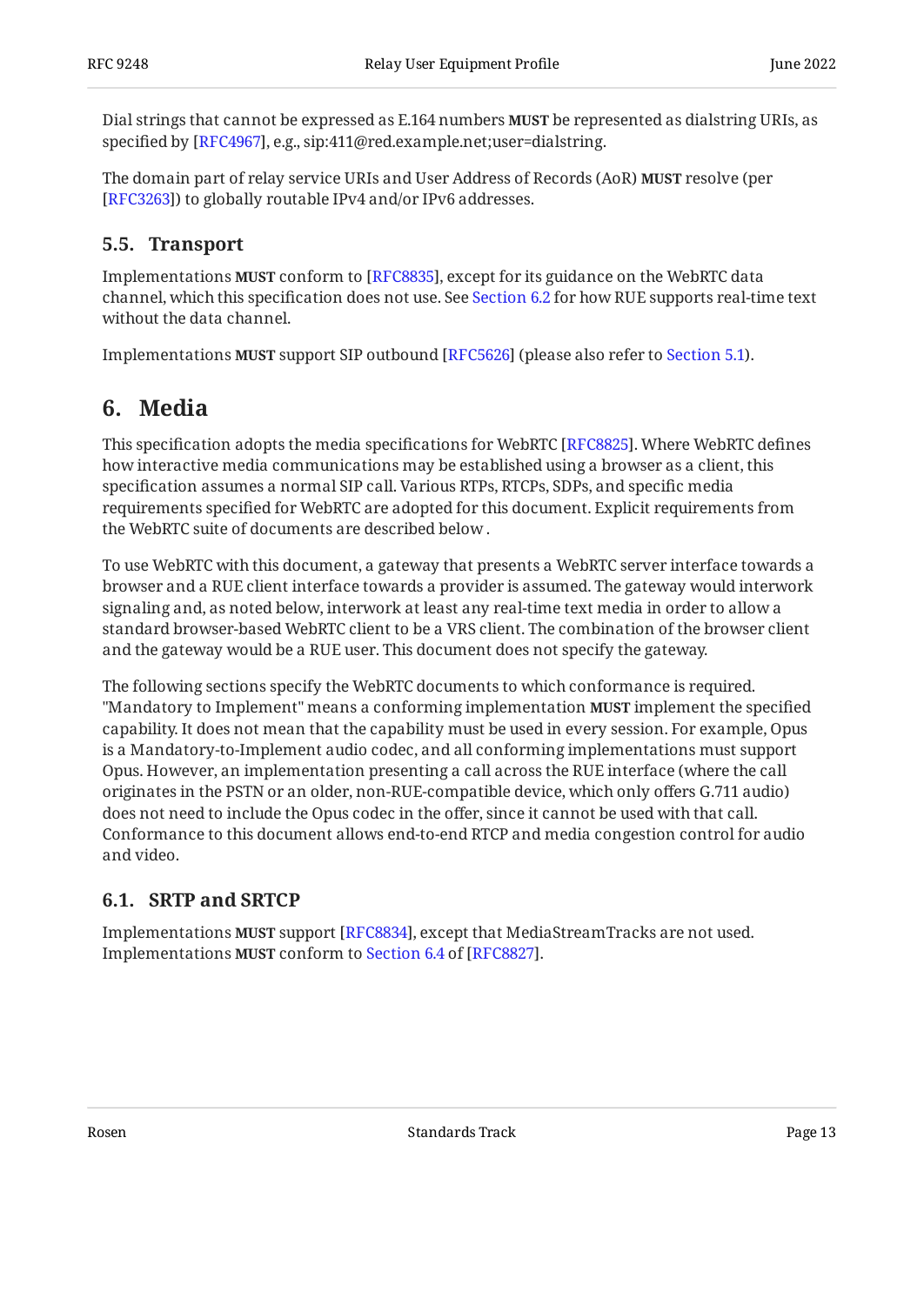Dial strings that cannot be expressed as E.164 numbers **MUST** be represented as dialstring URIs, as specified by [RFC4967], e.g., sip:411@red.example.net;user=dialstring.

The domain part of relay service URIs and User Address of Records (AoR) **MUST** resolve (per [RFC3263]) to globally routable IPv4 and/or IPv6 addresses.

### 5.5. Transport

Implementations **MUST** conform to [RFC8835], except for its guidance on the WebRTC data channel, which this specification does not use. See Section 6.2 for how RUE supports real-time text without the data channel.

Implementations **MUST** support SIP outbound [RFC5626] (please also refer to Section 5.1).

## 6. Media

This specification adopts the media specifications for WebRTC [RFC8825]. Where WebRTC defines how interactive media communications may be established using a browser as a client, this specification assumes a normal SIP call. Various RTPs, RTCPs, SDPs, and specific media requirements specified for WebRTC are adopted for this document. Explicit requirements from the WebRTC suite of documents are described below .

To use WebRTC with this document, a gateway that presents a WebRTC server interface towards a browser and a RUE client interface towards a provider is assumed. The gateway would interwork signaling and, as noted below, interwork at least any real-time text media in order to allow a standard browser-based WebRTC client to be a VRS client. The combination of the browser client and the gateway would be a RUE user. This document does not specify the gateway.

The following sections specify the WebRTC documents to which conformance is required. "Mandatory to Implement" means a conforming implementation **MUST** implement the specified capability. It does not mean that the capability must be used in every session. For example, Opus is a Mandatory-to-Implement audio codec, and all conforming implementations must support Opus. However, an implementation presenting a call across the RUE interface (where the call originates in the PSTN or an older, non-RUE-compatible device, which only offers G.711 audio) does not need to include the Opus codec in the offer, since it cannot be used with that call. Conformance to this document allows end-to-end RTCP and media congestion control for audio and video.

### 6.1. SRTP and SRTCP

Implementations **MUST** support [RFC8834], except that MediaStreamTracks are not used. Implementations **MUST** conform to Section 6.4 of [RFC8827].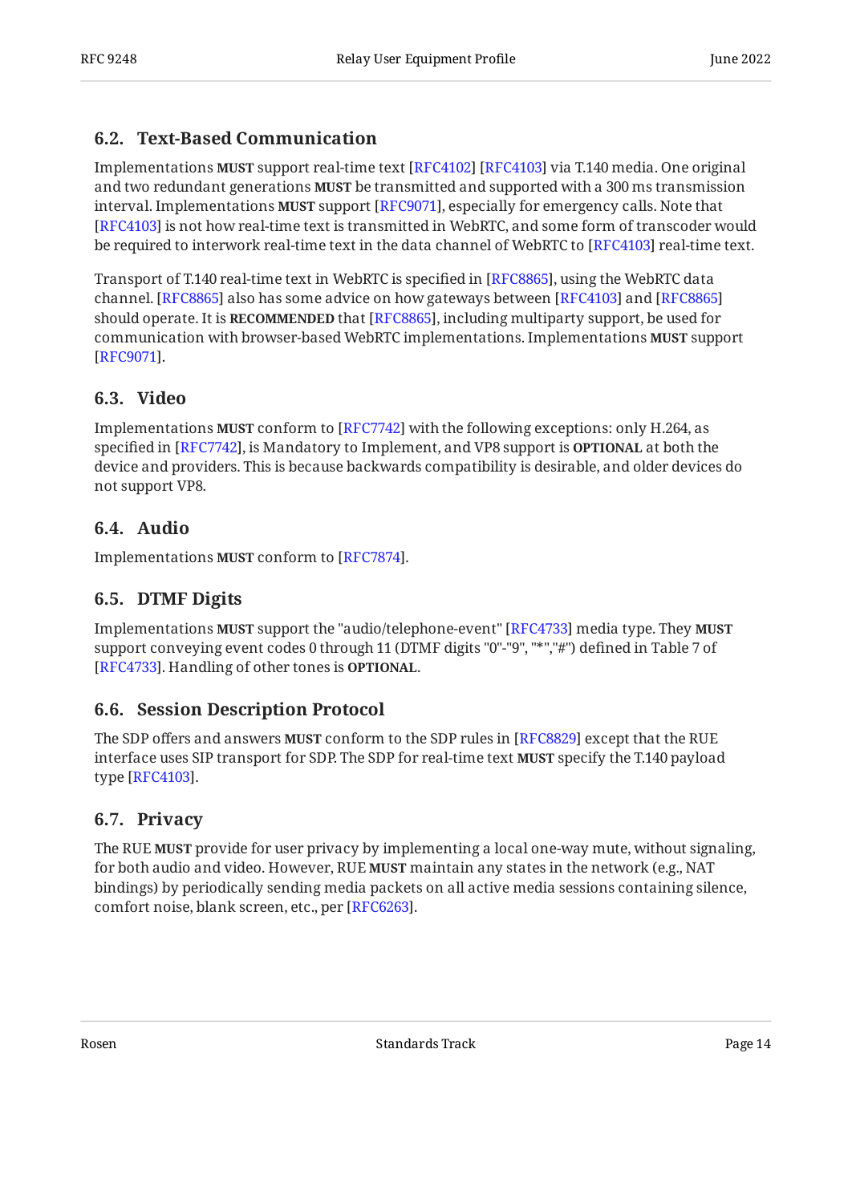### 6.2. Text-Based Communication

Implementations **MUST** support real-time text [RFC4102] [RFC4103] via T.140 media. One original and two redundant generations **MUST** be transmitted and supported with a 300 ms transmission interval. Implementations **MUST** support [RFC9071], especially for emergency calls. Note that [RFC4103] is not how real-time text is transmitted in WebRTC, and some form of transcoder would be required to interwork real-time text in the data channel of WebRTC to [RFC4103] real-time text.

Transport of T.140 real-time text in WebRTC is specified in [RFC8865], using the WebRTC data channel. [RFC8865] also has some advice on how gateways between [RFC4103] and [RFC8865] should operate. It is **RECOMMENDED** that [RFC8865], including multiparty support, be used for communication with browser-based WebRTC implementations. Implementations **MUST** support [RFC9071].

### 6.3. Video

Implementations **MUST** conform to [RFC7742] with the following exceptions: only H.264, as specified in [RFC7742], is Mandatory to Implement, and VP8 support is **OPTIONAL** at both the device and providers. This is because backwards compatibility is desirable, and older devices do not support VP8.

### 6.4. Audio

Implementations **MUST** conform to [RFC7874].

### 6.5. DTMF Digits

Implementations **MUST** support the "audio/telephone-event" [RFC4733] media type. They **MUST** support conveying event codes 0 through 11 (DTMF digits "0"-"9", "*","#") defined in Table 7 of [RFC4733]. Handling of other tones is **OPTIONAL**.

### 6.6. Session Description Protocol

The SDP offers and answers **MUST** conform to the SDP rules in [RFC8829] except that the RUE interface uses SIP transport for SDP. The SDP for real-time text **MUST** specify the T.140 payload type [RFC4103].

### 6.7. Privacy

The RUE **MUST** provide for user privacy by implementing a local one-way mute, without signaling, for both audio and video. However, RUE **MUST** maintain any states in the network (e.g., NAT bindings) by periodically sending media packets on all active media sessions containing silence, comfort noise, blank screen, etc., per [RFC6263].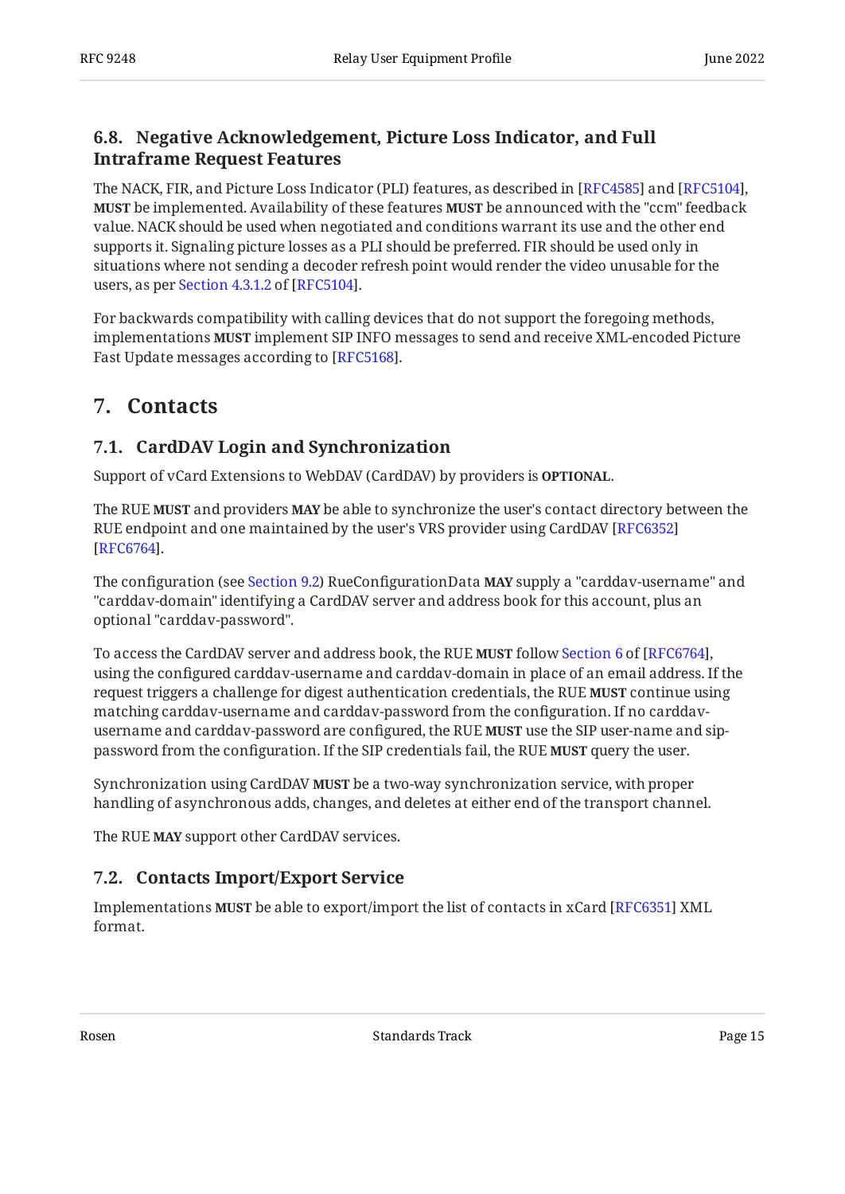### 6.8. Negative Acknowledgement, Picture Loss Indicator, and Full Intraframe Request Features

The NACK, FIR, and Picture Loss Indicator (PLI) features, as described in [RFC4585] and [RFC5104], **MUST** be implemented. Availability of these features **MUST** be announced with the "ccm" feedback value. NACK should be used when negotiated and conditions warrant its use and the other end supports it. Signaling picture losses as a PLI should be preferred. FIR should be used only in situations where not sending a decoder refresh point would render the video unusable for the users, as per Section 4.3.1.2 of [RFC5104].

For backwards compatibility with calling devices that do not support the foregoing methods, implementations **MUST** implement SIP INFO messages to send and receive XML-encoded Picture Fast Update messages according to [RFC5168].

## 7. Contacts

### 7.1. CardDAV Login and Synchronization

Support of vCard Extensions to WebDAV (CardDAV) by providers is **OPTIONAL**.

The RUE **MUST** and providers **MAY** be able to synchronize the user's contact directory between the RUE endpoint and one maintained by the user's VRS provider using CardDAV [RFC6352] [RFC6764].

The configuration (see Section 9.2) RueConfigurationData **MAY** supply a "carddav-username" and "carddav-domain" identifying a CardDAV server and address book for this account, plus an optional "carddav-password".

To access the CardDAV server and address book, the RUE **MUST** follow Section 6 of [RFC6764], using the configured carddav-username and carddav-domain in place of an email address. If the request triggers a challenge for digest authentication credentials, the RUE **MUST** continue using matching carddav-username and carddav-password from the configuration. If no carddav-username and carddav-password are configured, the RUE **MUST** use the SIP user-name and sip-password from the configuration. If the SIP credentials fail, the RUE **MUST** query the user.

Synchronization using CardDAV **MUST** be a two-way synchronization service, with proper handling of asynchronous adds, changes, and deletes at either end of the transport channel.

The RUE **MAY** support other CardDAV services.

### 7.2. Contacts Import/Export Service

Implementations **MUST** be able to export/import the list of contacts in xCard [RFC6351] XML format.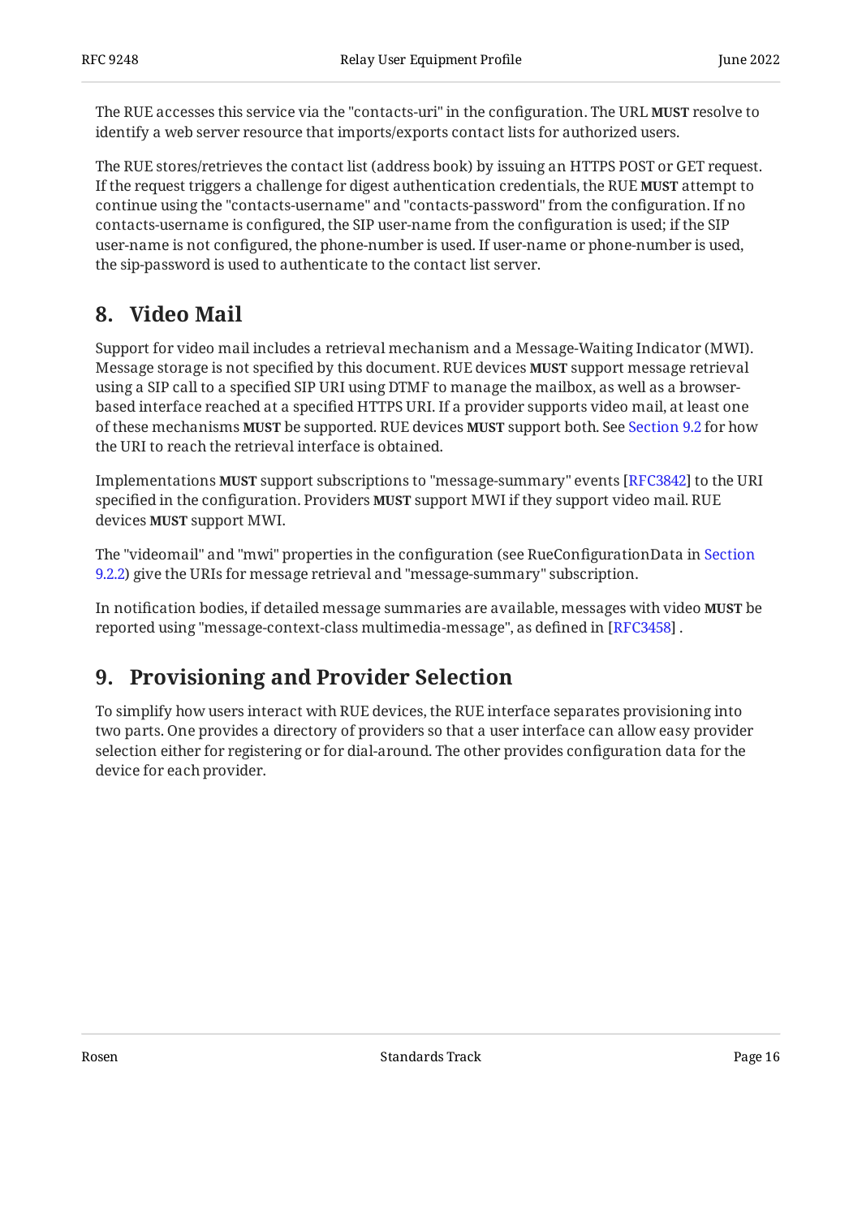The RUE accesses this service via the "contacts-uri" in the configuration. The URL **MUST** resolve to identify a web server resource that imports/exports contact lists for authorized users.

The RUE stores/retrieves the contact list (address book) by issuing an HTTPS POST or GET request. If the request triggers a challenge for digest authentication credentials, the RUE **MUST** attempt to continue using the "contacts-username" and "contacts-password" from the configuration. If no contacts-username is configured, the SIP user-name from the configuration is used; if the SIP user-name is not configured, the phone-number is used. If user-name or phone-number is used, the sip-password is used to authenticate to the contact list server.

## 8. Video Mail

Support for video mail includes a retrieval mechanism and a Message-Waiting Indicator (MWI). Message storage is not specified by this document. RUE devices **MUST** support message retrieval using a SIP call to a specified SIP URI using DTMF to manage the mailbox, as well as a browser-based interface reached at a specified HTTPS URI. If a provider supports video mail, at least one of these mechanisms **MUST** be supported. RUE devices **MUST** support both. See Section 9.2 for how the URI to reach the retrieval interface is obtained.

Implementations **MUST** support subscriptions to "message-summary" events [RFC3842] to the URI specified in the configuration. Providers **MUST** support MWI if they support video mail. RUE devices **MUST** support MWI.

The "videomail" and "mwi" properties in the configuration (see RueConfigurationData in Section 9.2.2) give the URIs for message retrieval and "message-summary" subscription.

In notification bodies, if detailed message summaries are available, messages with video **MUST** be reported using "message-context-class multimedia-message", as defined in [RFC3458] .

## 9. Provisioning and Provider Selection

To simplify how users interact with RUE devices, the RUE interface separates provisioning into two parts. One provides a directory of providers so that a user interface can allow easy provider selection either for registering or for dial-around. The other provides configuration data for the device for each provider.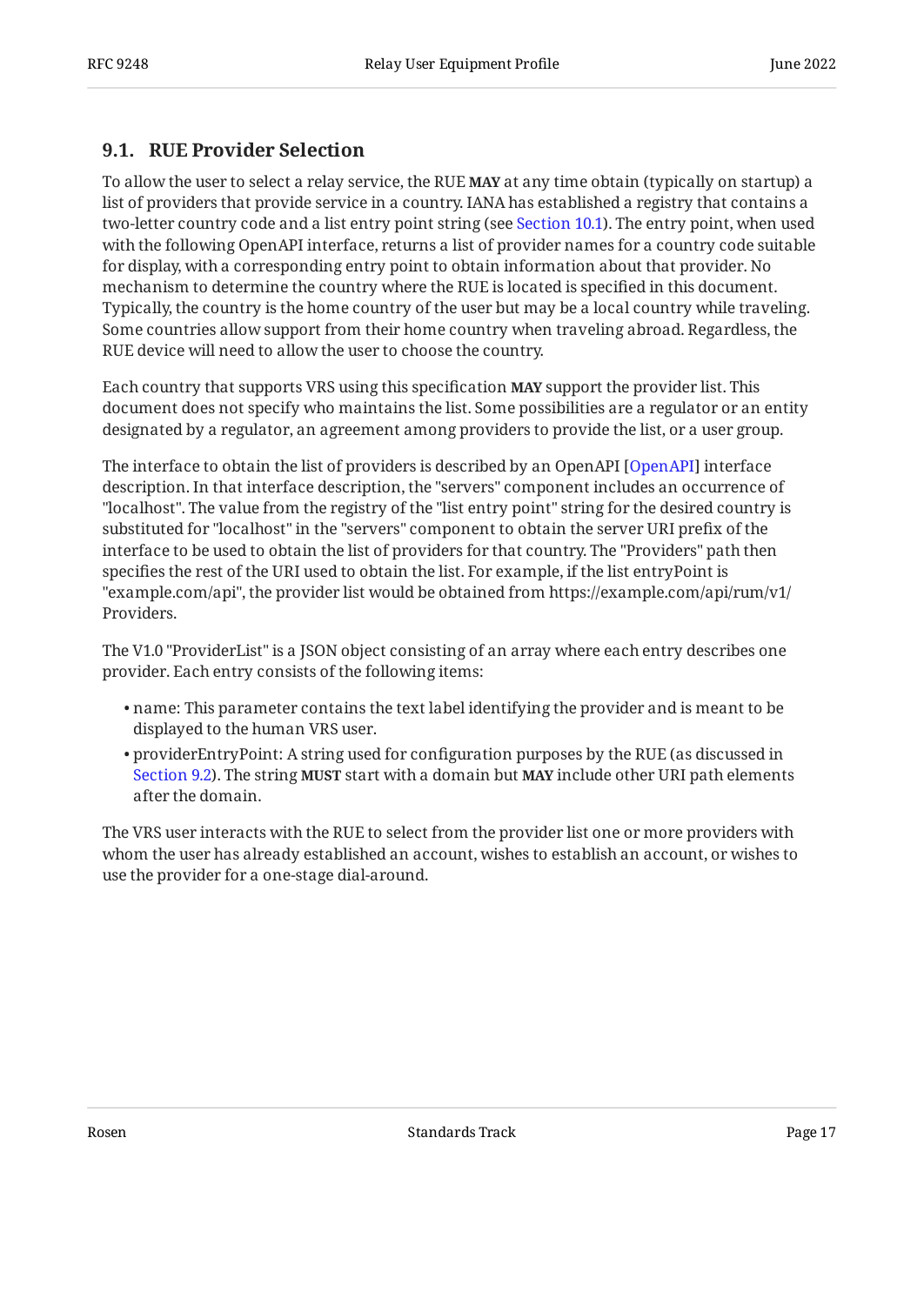### 9.1. RUE Provider Selection

To allow the user to select a relay service, the RUE **MAY** at any time obtain (typically on startup) a list of providers that provide service in a country. IANA has established a registry that contains a two-letter country code and a list entry point string (see Section 10.1). The entry point, when used with the following OpenAPI interface, returns a list of provider names for a country code suitable for display, with a corresponding entry point to obtain information about that provider. No mechanism to determine the country where the RUE is located is specified in this document. Typically, the country is the home country of the user but may be a local country while traveling. Some countries allow support from their home country when traveling abroad. Regardless, the RUE device will need to allow the user to choose the country.

Each country that supports VRS using this specification **MAY** support the provider list. This document does not specify who maintains the list. Some possibilities are a regulator or an entity designated by a regulator, an agreement among providers to provide the list, or a user group.

The interface to obtain the list of providers is described by an OpenAPI [OpenAPI] interface description. In that interface description, the "servers" component includes an occurrence of "localhost". The value from the registry of the "list entry point" string for the desired country is substituted for "localhost" in the "servers" component to obtain the server URI prefix of the interface to be used to obtain the list of providers for that country. The "Providers" path then specifies the rest of the URI used to obtain the list. For example, if the list entryPoint is "example.com/api", the provider list would be obtained from https://example.com/api/rum/v1/Providers.

The V1.0 "ProviderList" is a JSON object consisting of an array where each entry describes one provider. Each entry consists of the following items:

- name: This parameter contains the text label identifying the provider and is meant to be displayed to the human VRS user.
- providerEntryPoint: A string used for configuration purposes by the RUE (as discussed in Section 9.2). The string **MUST** start with a domain but **MAY** include other URI path elements after the domain.

The VRS user interacts with the RUE to select from the provider list one or more providers with whom the user has already established an account, wishes to establish an account, or wishes to use the provider for a one-stage dial-around.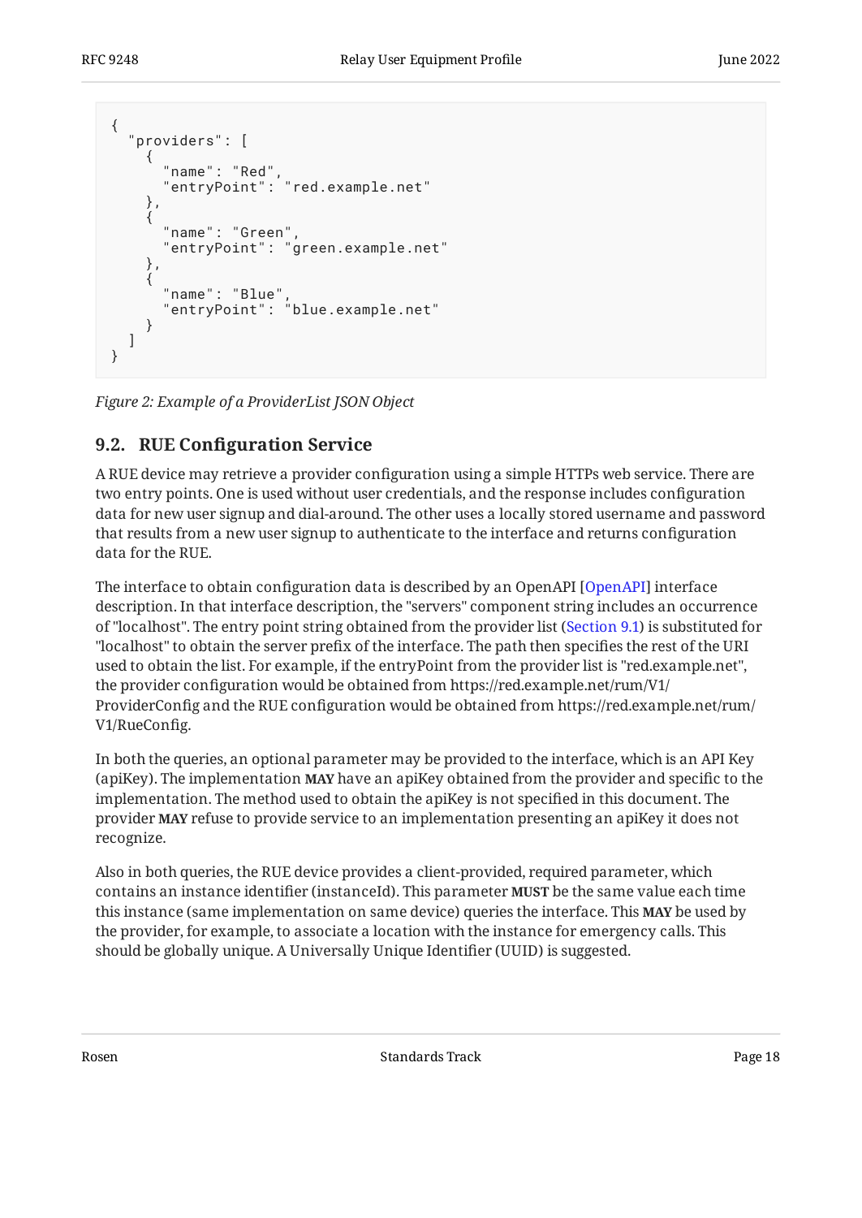```
{
  "providers": [
    {
      "name": "Red",
      "entryPoint": "red.example.net"
    },
    {
      "name": "Green",
      "entryPoint": "green.example.net"
    },
    {
      "name": "Blue",
      "entryPoint": "blue.example.net"
    }
  ]
}
```

*Figure 2: Example of a ProviderList JSON Object*

## 9.2. RUE Configuration Service

A RUE device may retrieve a provider configuration using a simple HTTPs web service. There are two entry points. One is used without user credentials, and the response includes configuration data for new user signup and dial-around. The other uses a locally stored username and password that results from a new user signup to authenticate to the interface and returns configuration data for the RUE.

The interface to obtain configuration data is described by an OpenAPI [OpenAPI] interface description. In that interface description, the "servers" component string includes an occurrence of "localhost". The entry point string obtained from the provider list (Section 9.1) is substituted for "localhost" to obtain the server prefix of the interface. The path then specifies the rest of the URI used to obtain the list. For example, if the entryPoint from the provider list is "red.example.net", the provider configuration would be obtained from https://red.example.net/rum/V1/ProviderConfig and the RUE configuration would be obtained from https://red.example.net/rum/V1/RueConfig.

In both the queries, an optional parameter may be provided to the interface, which is an API Key (apiKey). The implementation **MAY** have an apiKey obtained from the provider and specific to the implementation. The method used to obtain the apiKey is not specified in this document. The provider **MAY** refuse to provide service to an implementation presenting an apiKey it does not recognize.

Also in both queries, the RUE device provides a client-provided, required parameter, which contains an instance identifier (instanceId). This parameter **MUST** be the same value each time this instance (same implementation on same device) queries the interface. This **MAY** be used by the provider, for example, to associate a location with the instance for emergency calls. This should be globally unique. A Universally Unique Identifier (UUID) is suggested.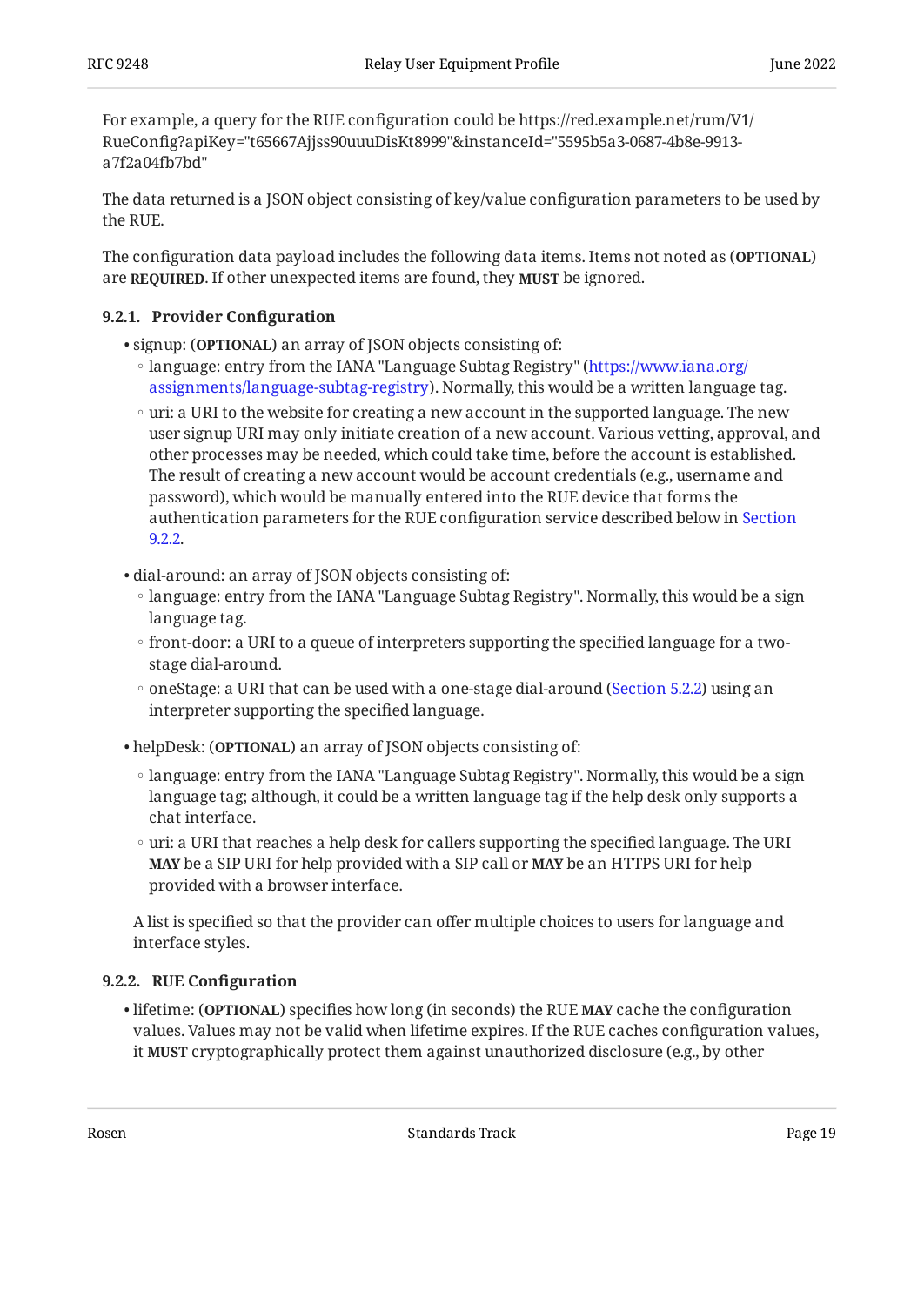For example, a query for the RUE configuration could be https://red.example.net/rum/V1/RueConfig?apiKey="t65667Ajjss90uuuDisKt8999"&instanceId="5595b5a3-0687-4b8e-9913-a7f2a04fb7bd"

The data returned is a JSON object consisting of key/value configuration parameters to be used by the RUE.

The configuration data payload includes the following data items. Items not noted as (**OPTIONAL**) are **REQUIRED**. If other unexpected items are found, they **MUST** be ignored.

### 9.2.1. Provider Configuration

- signup: (**OPTIONAL**) an array of JSON objects consisting of:
  - language: entry from the IANA "Language Subtag Registry" (https://www.iana.org/assignments/language-subtag-registry). Normally, this would be a written language tag.
  - uri: a URI to the website for creating a new account in the supported language. The new user signup URI may only initiate creation of a new account. Various vetting, approval, and other processes may be needed, which could take time, before the account is established. The result of creating a new account would be account credentials (e.g., username and password), which would be manually entered into the RUE device that forms the authentication parameters for the RUE configuration service described below in Section 9.2.2.
- dial-around: an array of JSON objects consisting of:
  - language: entry from the IANA "Language Subtag Registry". Normally, this would be a sign language tag.
  - front-door: a URI to a queue of interpreters supporting the specified language for a two-stage dial-around.
  - oneStage: a URI that can be used with a one-stage dial-around (Section 5.2.2) using an interpreter supporting the specified language.
- helpDesk: (**OPTIONAL**) an array of JSON objects consisting of:
  - language: entry from the IANA "Language Subtag Registry". Normally, this would be a sign language tag; although, it could be a written language tag if the help desk only supports a chat interface.
  - uri: a URI that reaches a help desk for callers supporting the specified language. The URI **MAY** be a SIP URI for help provided with a SIP call or **MAY** be an HTTPS URI for help provided with a browser interface.

  A list is specified so that the provider can offer multiple choices to users for language and interface styles.

### 9.2.2. RUE Configuration

- lifetime: (**OPTIONAL**) specifies how long (in seconds) the RUE **MAY** cache the configuration values. Values may not be valid when lifetime expires. If the RUE caches configuration values, it **MUST** cryptographically protect them against unauthorized disclosure (e.g., by other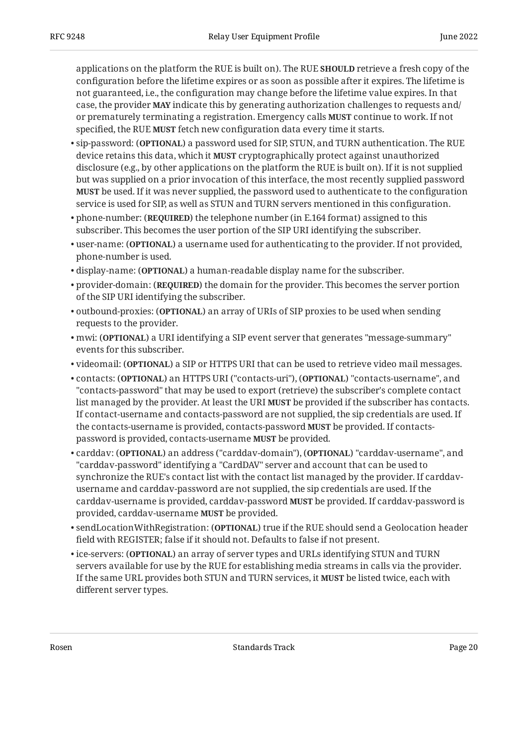applications on the platform the RUE is built on). The RUE **SHOULD** retrieve a fresh copy of the configuration before the lifetime expires or as soon as possible after it expires. The lifetime is not guaranteed, i.e., the configuration may change before the lifetime value expires. In that case, the provider **MAY** indicate this by generating authorization challenges to requests and/or prematurely terminating a registration. Emergency calls **MUST** continue to work. If not specified, the RUE **MUST** fetch new configuration data every time it starts.

- sip-password: (**OPTIONAL**) a password used for SIP, STUN, and TURN authentication. The RUE device retains this data, which it **MUST** cryptographically protect against unauthorized disclosure (e.g., by other applications on the platform the RUE is built on). If it is not supplied but was supplied on a prior invocation of this interface, the most recently supplied password **MUST** be used. If it was never supplied, the password used to authenticate to the configuration service is used for SIP, as well as STUN and TURN servers mentioned in this configuration.
- phone-number: (**REQUIRED**) the telephone number (in E.164 format) assigned to this subscriber. This becomes the user portion of the SIP URI identifying the subscriber.
- user-name: (**OPTIONAL**) a username used for authenticating to the provider. If not provided, phone-number is used.
- display-name: (**OPTIONAL**) a human-readable display name for the subscriber.
- provider-domain: (**REQUIRED**) the domain for the provider. This becomes the server portion of the SIP URI identifying the subscriber.
- outbound-proxies: (**OPTIONAL**) an array of URIs of SIP proxies to be used when sending requests to the provider.
- mwi: (**OPTIONAL**) a URI identifying a SIP event server that generates "message-summary" events for this subscriber.
- videomail: (**OPTIONAL**) a SIP or HTTPS URI that can be used to retrieve video mail messages.
- contacts: (**OPTIONAL**) an HTTPS URI ("contacts-uri"), (**OPTIONAL**) "contacts-username", and "contacts-password" that may be used to export (retrieve) the subscriber's complete contact list managed by the provider. At least the URI **MUST** be provided if the subscriber has contacts. If contact-username and contacts-password are not supplied, the sip credentials are used. If the contacts-username is provided, contacts-password **MUST** be provided. If contacts-password is provided, contacts-username **MUST** be provided.
- carddav: (**OPTIONAL**) an address ("carddav-domain"), (**OPTIONAL**) "carddav-username", and "carddav-password" identifying a "CardDAV" server and account that can be used to synchronize the RUE's contact list with the contact list managed by the provider. If carddav-username and carddav-password are not supplied, the sip credentials are used. If the carddav-username is provided, carddav-password **MUST** be provided. If carddav-password is provided, carddav-username **MUST** be provided.
- sendLocationWithRegistration: (**OPTIONAL**) true if the RUE should send a Geolocation header field with REGISTER; false if it should not. Defaults to false if not present.
- ice-servers: (**OPTIONAL**) an array of server types and URLs identifying STUN and TURN servers available for use by the RUE for establishing media streams in calls via the provider. If the same URL provides both STUN and TURN services, it **MUST** be listed twice, each with different server types.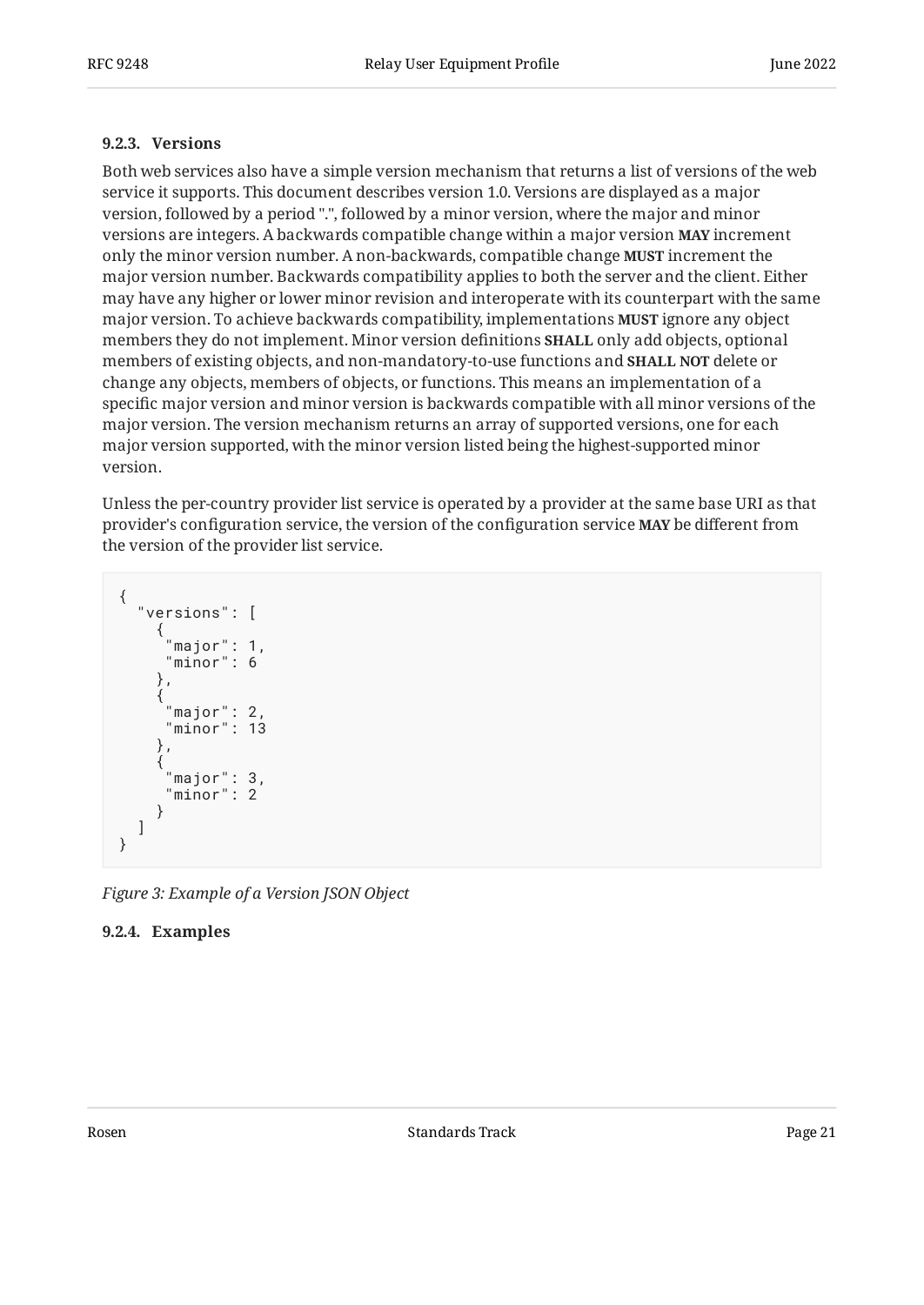### 9.2.3. Versions

Both web services also have a simple version mechanism that returns a list of versions of the web service it supports. This document describes version 1.0. Versions are displayed as a major version, followed by a period ".", followed by a minor version, where the major and minor versions are integers. A backwards compatible change within a major version **MAY** increment only the minor version number. A non-backwards, compatible change **MUST** increment the major version number. Backwards compatibility applies to both the server and the client. Either may have any higher or lower minor revision and interoperate with its counterpart with the same major version. To achieve backwards compatibility, implementations **MUST** ignore any object members they do not implement. Minor version definitions **SHALL** only add objects, optional members of existing objects, and non-mandatory-to-use functions and **SHALL NOT** delete or change any objects, members of objects, or functions. This means an implementation of a specific major version and minor version is backwards compatible with all minor versions of the major version. The version mechanism returns an array of supported versions, one for each major version supported, with the minor version listed being the highest-supported minor version.

Unless the per-country provider list service is operated by a provider at the same base URI as that provider's configuration service, the version of the configuration service **MAY** be different from the version of the provider list service.

```
{
  "versions": [
    {
     "major": 1,
     "minor": 6
    },
    {
     "major": 2,
     "minor": 13
    },
    {
     "major": 3,
     "minor": 2
    }
  ]
}
```

*Figure 3: Example of a Version JSON Object*

### 9.2.4. Examples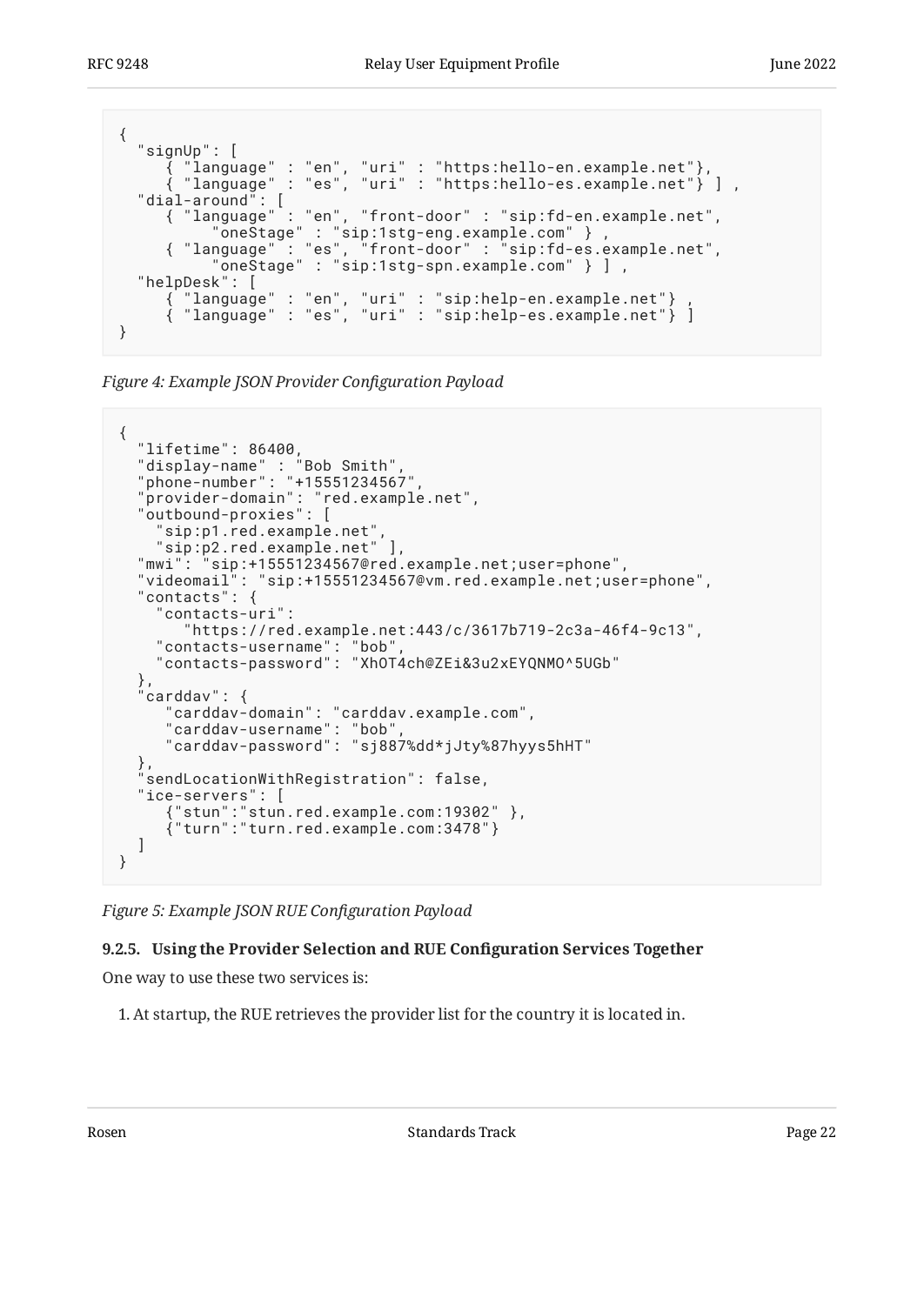```
{
  "signUp": [
     { "language" : "en", "uri" : "https:hello-en.example.net"},
     { "language" : "es", "uri" : "https:hello-es.example.net"} ] ,
  "dial-around": [
     { "language" : "en", "front-door" : "sip:fd-en.example.net",
          "oneStage" : "sip:1stg-eng.example.com" } ,
     { "language" : "es", "front-door" : "sip:fd-es.example.net",
          "oneStage" : "sip:1stg-spn.example.com" } ] ,
  "helpDesk": [
     { "language" : "en", "uri" : "sip:help-en.example.net"} ,
     { "language" : "es", "uri" : "sip:help-es.example.net"} ]
}
```

*Figure 4: Example JSON Provider Configuration Payload*

```
{
  "lifetime": 86400,
  "display-name" : "Bob Smith",
  "phone-number": "+15551234567",
  "provider-domain": "red.example.net",
  "outbound-proxies": [
    "sip:p1.red.example.net",
    "sip:p2.red.example.net" ],
  "mwi": "sip:+15551234567@red.example.net;user=phone",
  "videomail": "sip:+15551234567@vm.red.example.net;user=phone",
  "contacts": {
    "contacts-uri":
       "https://red.example.net:443/c/3617b719-2c3a-46f4-9c13",
    "contacts-username": "bob",
    "contacts-password": "XhOT4ch@ZEi&3u2xEYQNMO^5UGb"
  },
  "carddav": {
     "carddav-domain": "carddav.example.com",
     "carddav-username": "bob",
     "carddav-password": "sj887%dd*jJty%87hyys5hHT"
  },
  "sendLocationWithRegistration": false,
  "ice-servers": [
     {"stun":"stun.red.example.com:19302" },
     {"turn":"turn.red.example.com:3478"}
  ]
}
```

*Figure 5: Example JSON RUE Configuration Payload*

#### 9.2.5. Using the Provider Selection and RUE Configuration Services Together

One way to use these two services is:

1. At startup, the RUE retrieves the provider list for the country it is located in.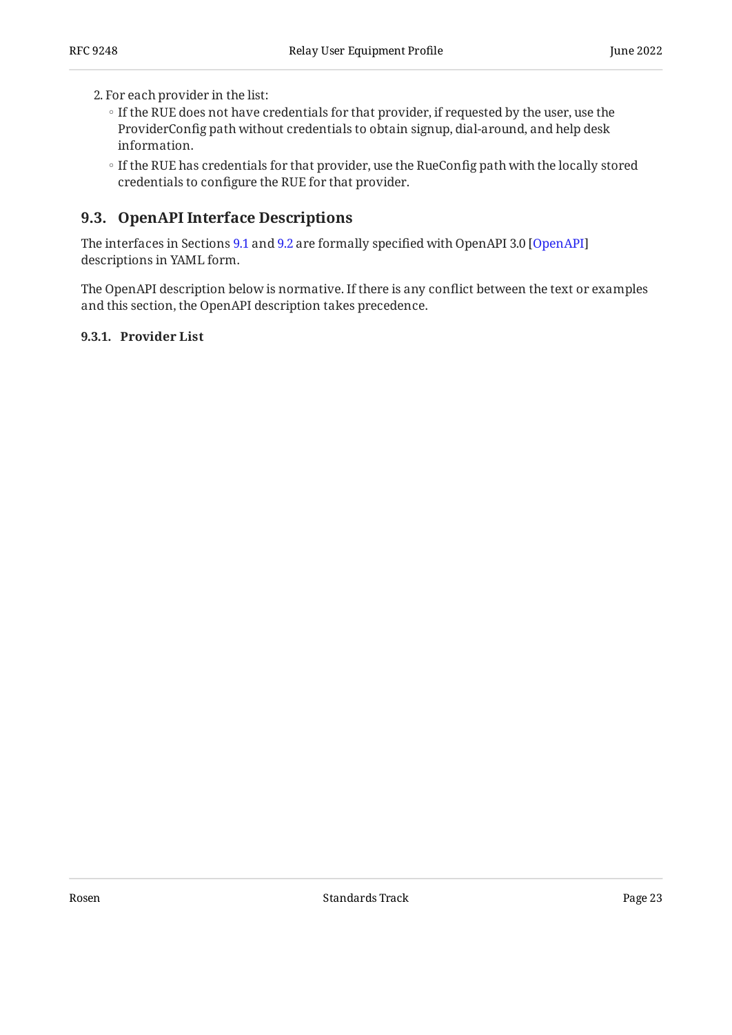2. For each provider in the list:
   - If the RUE does not have credentials for that provider, if requested by the user, use the ProviderConfig path without credentials to obtain signup, dial-around, and help desk information.
   - If the RUE has credentials for that provider, use the RueConfig path with the locally stored credentials to configure the RUE for that provider.

## 9.3. OpenAPI Interface Descriptions

The interfaces in Sections 9.1 and 9.2 are formally specified with OpenAPI 3.0 [OpenAPI] descriptions in YAML form.

The OpenAPI description below is normative. If there is any conflict between the text or examples and this section, the OpenAPI description takes precedence.

### 9.3.1. Provider List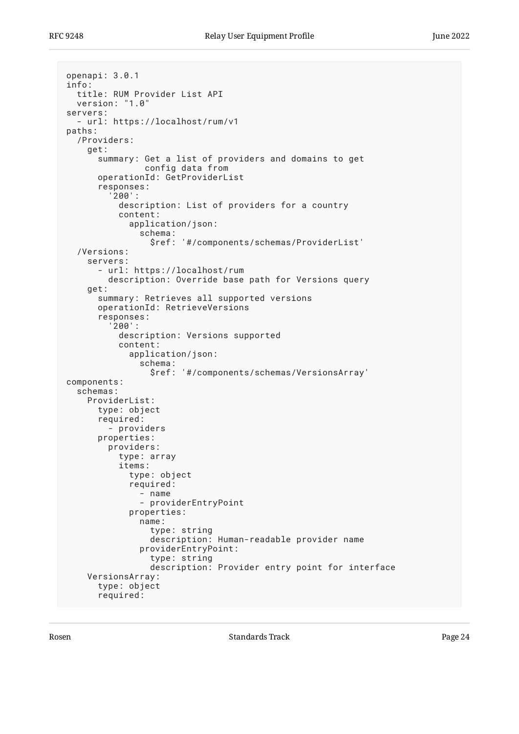```
openapi: 3.0.1
info:
  title: RUM Provider List API
  version: "1.0"
servers:
  - url: https://localhost/rum/v1
paths:
  /Providers:
    get:
      summary: Get a list of providers and domains to get
               config data from
      operationId: GetProviderList
      responses:
        '200':
          description: List of providers for a country
          content:
            application/json:
              schema:
                $ref: '#/components/schemas/ProviderList'
  /Versions:
    servers:
      - url: https://localhost/rum
        description: Override base path for Versions query
    get:
      summary: Retrieves all supported versions
      operationId: RetrieveVersions
      responses:
        '200':
          description: Versions supported
          content:
            application/json:
              schema:
                $ref: '#/components/schemas/VersionsArray'
components:
  schemas:
    ProviderList:
      type: object
      required:
        - providers
      properties:
        providers:
          type: array
          items:
            type: object
            required:
              - name
              - providerEntryPoint
            properties:
              name:
                type: string
                description: Human-readable provider name
              providerEntryPoint:
                type: string
                description: Provider entry point for interface
    VersionsArray:
      type: object
      required:
```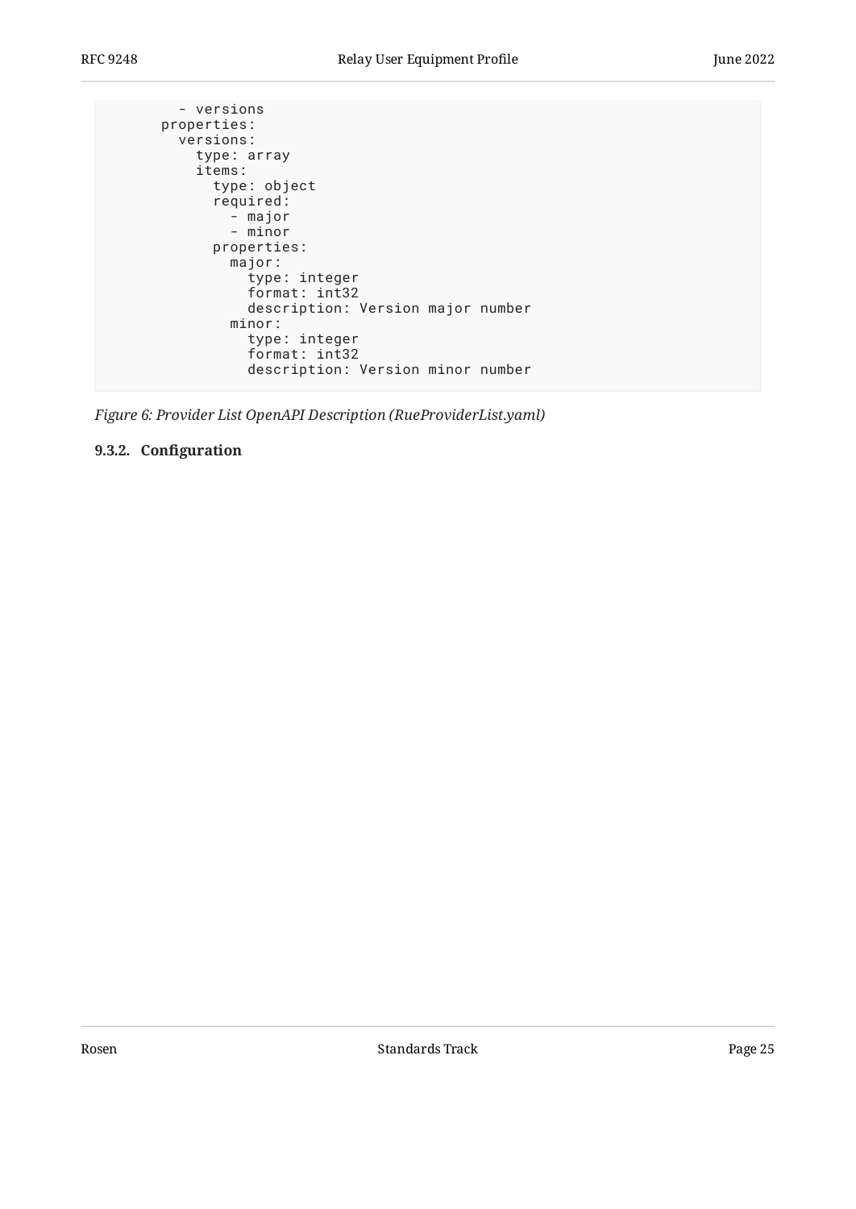```
        - versions
      properties:
        versions:
          type: array
          items:
            type: object
            required:
              - major
              - minor
            properties:
              major:
                type: integer
                format: int32
                description: Version major number
              minor:
                type: integer
                format: int32
                description: Version minor number
```

*Figure 6: Provider List OpenAPI Description (RueProviderList.yaml)*

#### 9.3.2. Configuration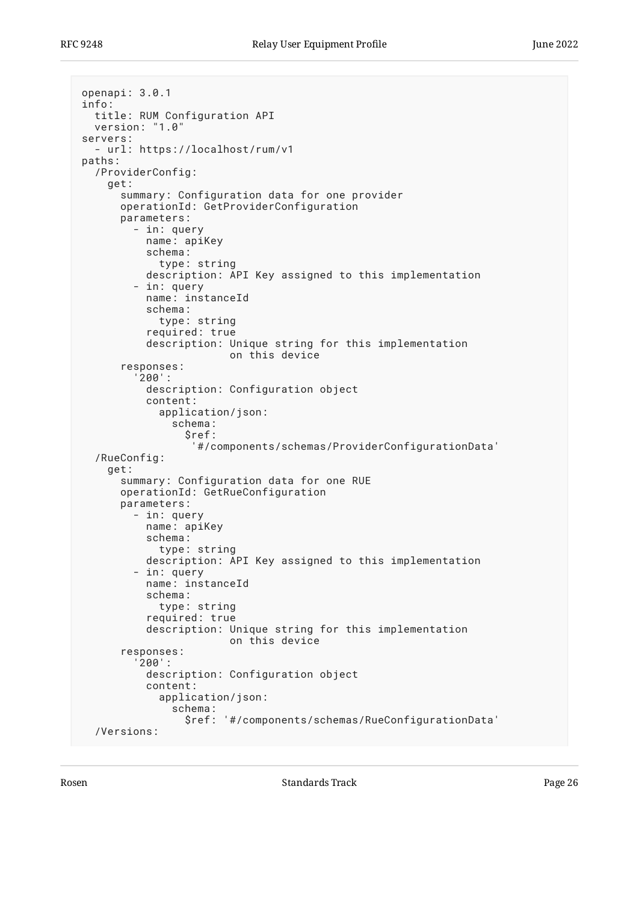```
openapi: 3.0.1
info:
  title: RUM Configuration API
  version: "1.0"
servers:
  - url: https://localhost/rum/v1
paths:
  /ProviderConfig:
    get:
      summary: Configuration data for one provider
      operationId: GetProviderConfiguration
      parameters:
        - in: query
          name: apiKey
          schema:
            type: string
          description: API Key assigned to this implementation
        - in: query
          name: instanceId
          schema:
            type: string
          required: true
          description: Unique string for this implementation
                       on this device
      responses:
        '200':
          description: Configuration object
          content:
            application/json:
              schema:
                $ref:
                 '#/components/schemas/ProviderConfigurationData'
  /RueConfig:
    get:
      summary: Configuration data for one RUE
      operationId: GetRueConfiguration
      parameters:
        - in: query
          name: apiKey
          schema:
            type: string
          description: API Key assigned to this implementation
        - in: query
          name: instanceId
          schema:
            type: string
          required: true
          description: Unique string for this implementation
                       on this device
      responses:
        '200':
          description: Configuration object
          content:
            application/json:
              schema:
                $ref: '#/components/schemas/RueConfigurationData'
  /Versions:
```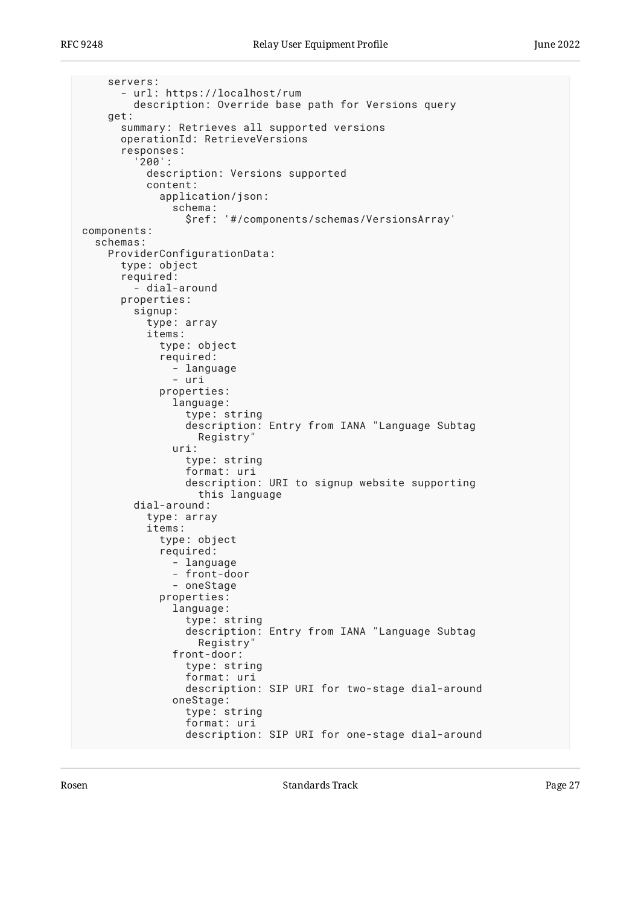```
    servers:
      - url: https://localhost/rum
        description: Override base path for Versions query
    get:
      summary: Retrieves all supported versions
      operationId: RetrieveVersions
      responses:
        '200':
          description: Versions supported
          content:
            application/json:
              schema:
                $ref: '#/components/schemas/VersionsArray'
components:
  schemas:
    ProviderConfigurationData:
      type: object
      required:
        - dial-around
      properties:
        signup:
          type: array
          items:
            type: object
            required:
              - language
              - uri
            properties:
              language:
                type: string
                description: Entry from IANA "Language Subtag
                  Registry"
              uri:
                type: string
                format: uri
                description: URI to signup website supporting
                  this language
        dial-around:
          type: array
          items:
            type: object
            required:
              - language
              - front-door
              - oneStage
            properties:
              language:
                type: string
                description: Entry from IANA "Language Subtag
                  Registry"
              front-door:
                type: string
                format: uri
                description: SIP URI for two-stage dial-around
              oneStage:
                type: string
                format: uri
                description: SIP URI for one-stage dial-around
```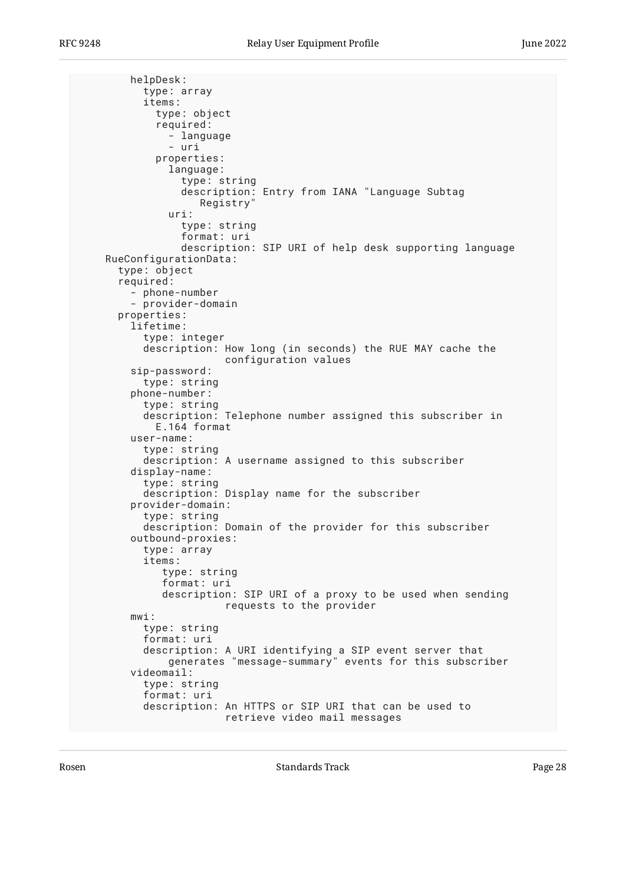```
        helpDesk:
          type: array
          items:
            type: object
            required:
              - language
              - uri
            properties:
              language:
                type: string
                description: Entry from IANA "Language Subtag
                   Registry"
              uri:
                type: string
                format: uri
                description: SIP URI of help desk supporting language
    RueConfigurationData:
      type: object
      required:
        - phone-number
        - provider-domain
      properties:
        lifetime:
          type: integer
          description: How long (in seconds) the RUE MAY cache the
                       configuration values
        sip-password:
          type: string
        phone-number:
          type: string
          description: Telephone number assigned this subscriber in
            E.164 format
        user-name:
          type: string
          description: A username assigned to this subscriber
        display-name:
          type: string
          description: Display name for the subscriber
        provider-domain:
          type: string
          description: Domain of the provider for this subscriber
        outbound-proxies:
          type: array
          items:
             type: string
             format: uri
             description: SIP URI of a proxy to be used when sending
                       requests to the provider
        mwi:
          type: string
          format: uri
          description: A URI identifying a SIP event server that
              generates "message-summary" events for this subscriber
        videomail:
          type: string
          format: uri
          description: An HTTPS or SIP URI that can be used to
                       retrieve video mail messages
```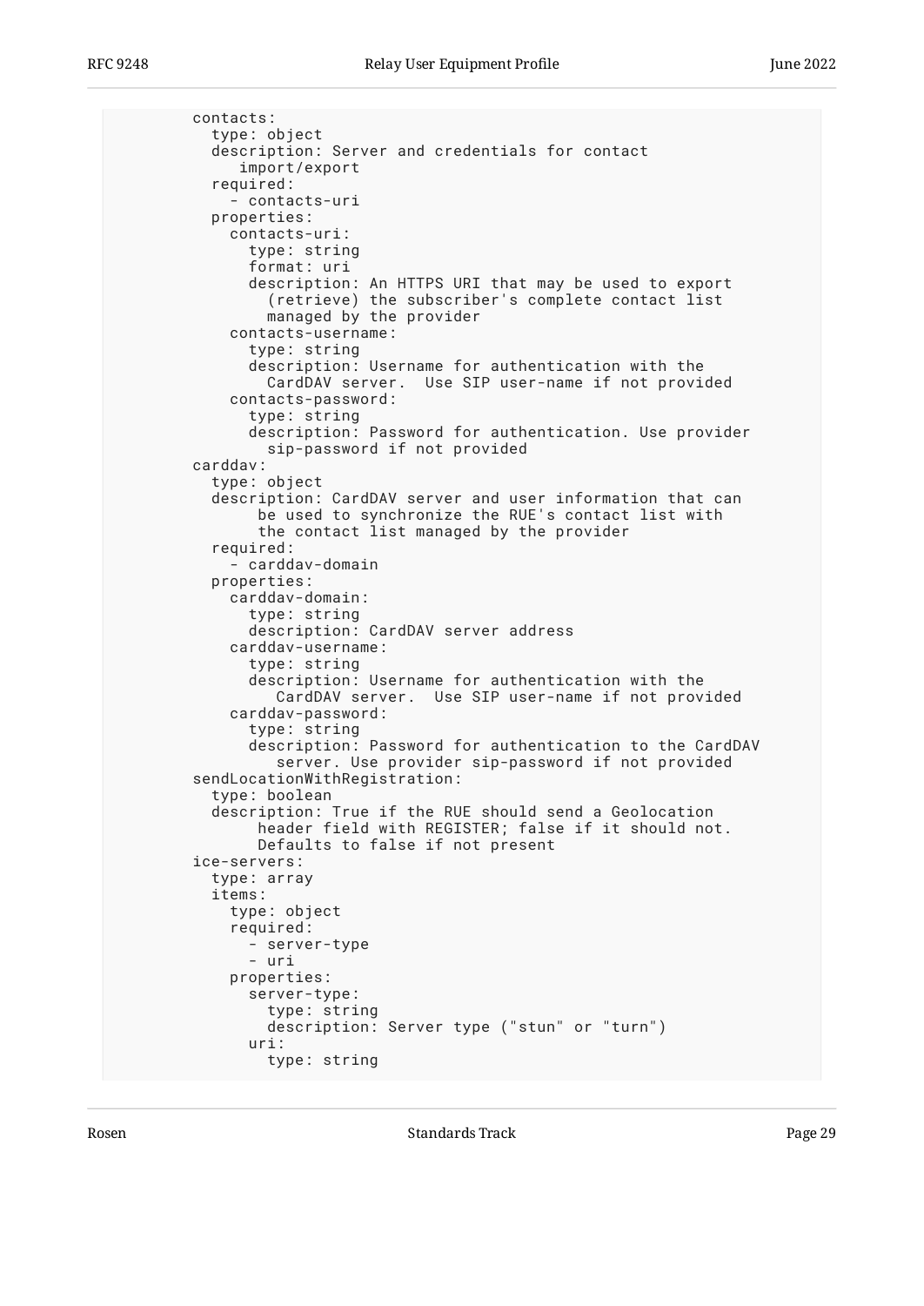```
        contacts:
          type: object
          description: Server and credentials for contact
             import/export
          required:
            - contacts-uri
          properties:
            contacts-uri:
              type: string
              format: uri
              description: An HTTPS URI that may be used to export
                (retrieve) the subscriber's complete contact list
                managed by the provider
            contacts-username:
              type: string
              description: Username for authentication with the
                CardDAV server.  Use SIP user-name if not provided
            contacts-password:
              type: string
              description: Password for authentication. Use provider
                sip-password if not provided
        carddav:
          type: object
          description: CardDAV server and user information that can
               be used to synchronize the RUE's contact list with
               the contact list managed by the provider
          required:
            - carddav-domain
          properties:
            carddav-domain:
              type: string
              description: CardDAV server address
            carddav-username:
              type: string
              description: Username for authentication with the
                 CardDAV server.  Use SIP user-name if not provided
            carddav-password:
              type: string
              description: Password for authentication to the CardDAV
                 server. Use provider sip-password if not provided
        sendLocationWithRegistration:
          type: boolean
          description: True if the RUE should send a Geolocation
               header field with REGISTER; false if it should not.
               Defaults to false if not present
        ice-servers:
          type: array
          items:
            type: object
            required:
              - server-type
              - uri
            properties:
              server-type:
                type: string
                description: Server type ("stun" or "turn")
              uri:
                type: string
```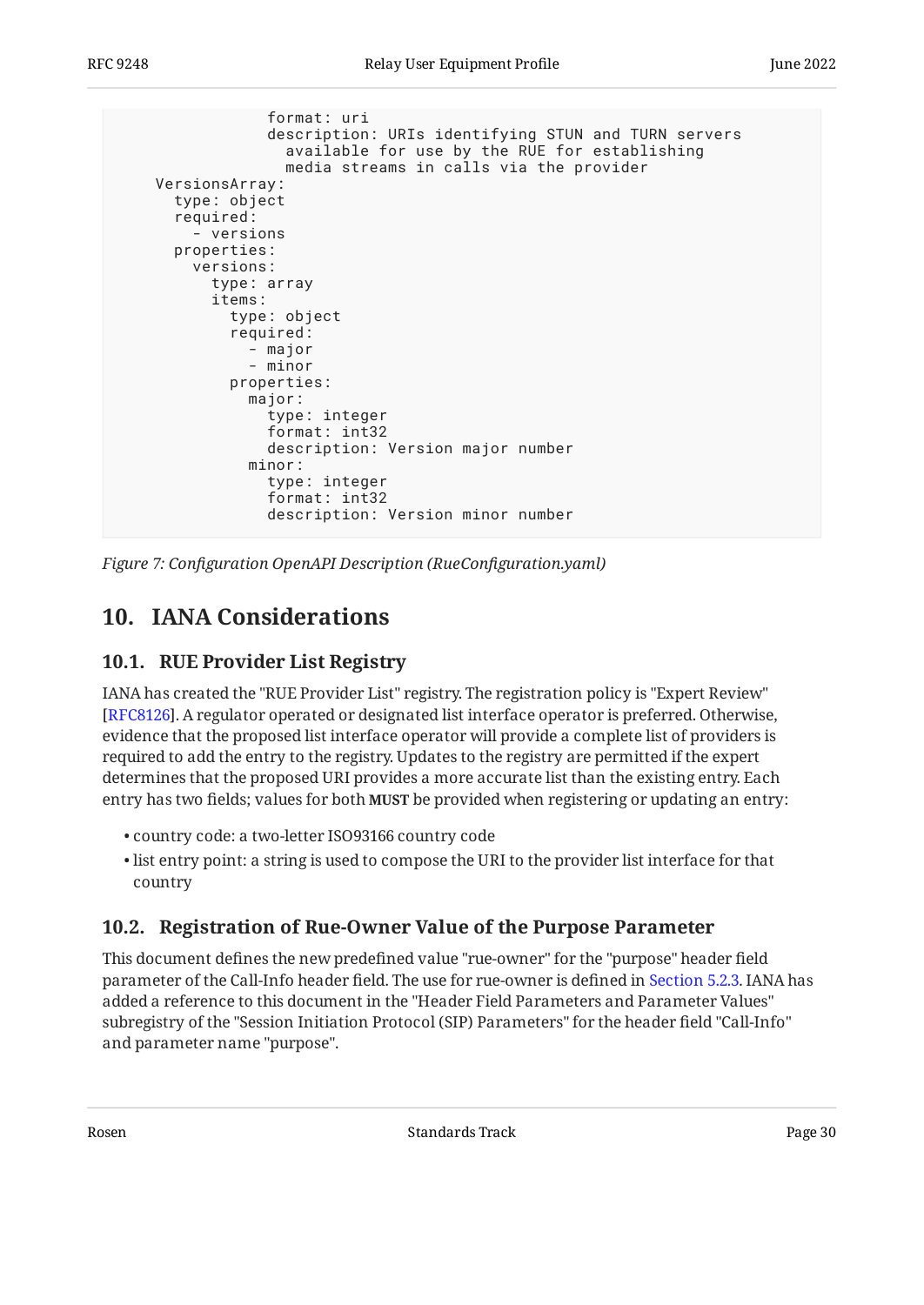```
                format: uri
                description: URIs identifying STUN and TURN servers
                  available for use by the RUE for establishing
                  media streams in calls via the provider
    VersionsArray:
      type: object
      required:
        - versions
      properties:
        versions:
          type: array
          items:
            type: object
            required:
              - major
              - minor
            properties:
              major:
                type: integer
                format: int32
                description: Version major number
              minor:
                type: integer
                format: int32
                description: Version minor number
```

*Figure 7: Configuration OpenAPI Description (RueConfiguration.yaml)*

## 10. IANA Considerations

### 10.1. RUE Provider List Registry

IANA has created the "RUE Provider List" registry. The registration policy is "Expert Review" [RFC8126]. A regulator operated or designated list interface operator is preferred. Otherwise, evidence that the proposed list interface operator will provide a complete list of providers is required to add the entry to the registry. Updates to the registry are permitted if the expert determines that the proposed URI provides a more accurate list than the existing entry. Each entry has two fields; values for both **MUST** be provided when registering or updating an entry:

- country code: a two-letter ISO93166 country code
- list entry point: a string is used to compose the URI to the provider list interface for that country

### 10.2. Registration of Rue-Owner Value of the Purpose Parameter

This document defines the new predefined value "rue-owner" for the "purpose" header field parameter of the Call-Info header field. The use for rue-owner is defined in Section 5.2.3. IANA has added a reference to this document in the "Header Field Parameters and Parameter Values" subregistry of the "Session Initiation Protocol (SIP) Parameters" for the header field "Call-Info" and parameter name "purpose".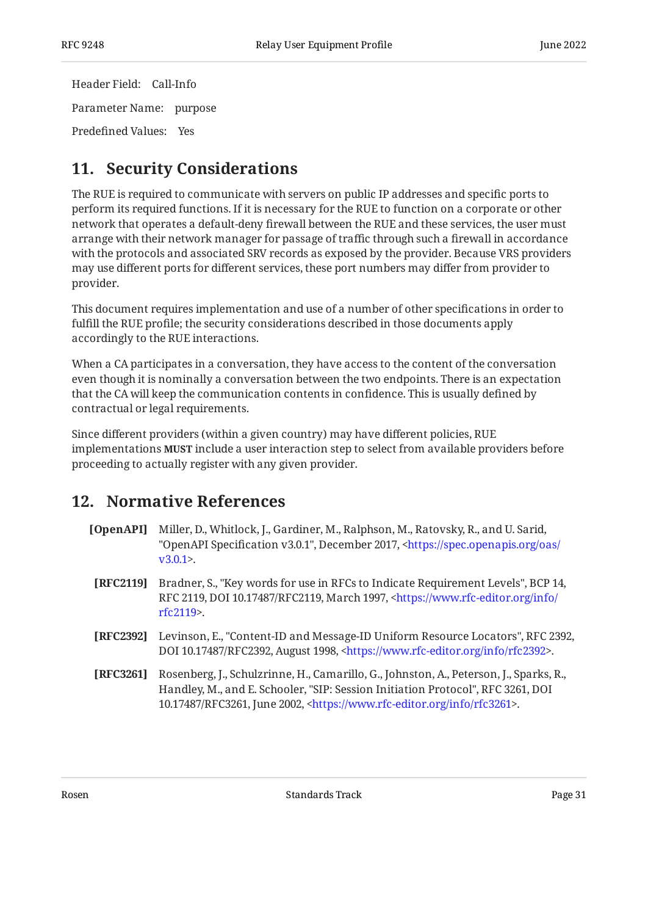Header Field: Call-Info

Parameter Name: purpose

Predefined Values: Yes

## 11. Security Considerations

The RUE is required to communicate with servers on public IP addresses and specific ports to perform its required functions. If it is necessary for the RUE to function on a corporate or other network that operates a default-deny firewall between the RUE and these services, the user must arrange with their network manager for passage of traffic through such a firewall in accordance with the protocols and associated SRV records as exposed by the provider. Because VRS providers may use different ports for different services, these port numbers may differ from provider to provider.

This document requires implementation and use of a number of other specifications in order to fulfill the RUE profile; the security considerations described in those documents apply accordingly to the RUE interactions.

When a CA participates in a conversation, they have access to the content of the conversation even though it is nominally a conversation between the two endpoints. There is an expectation that the CA will keep the communication contents in confidence. This is usually defined by contractual or legal requirements.

Since different providers (within a given country) may have different policies, RUE implementations **MUST** include a user interaction step to select from available providers before proceeding to actually register with any given provider.

## 12. Normative References

**[OpenAPI]** Miller, D., Whitlock, J., Gardiner, M., Ralphson, M., Ratovsky, R., and U. Sarid, "OpenAPI Specification v3.0.1", December 2017, <https://spec.openapis.org/oas/v3.0.1>.

**[RFC2119]** Bradner, S., "Key words for use in RFCs to Indicate Requirement Levels", BCP 14, RFC 2119, DOI 10.17487/RFC2119, March 1997, <https://www.rfc-editor.org/info/rfc2119>.

**[RFC2392]** Levinson, E., "Content-ID and Message-ID Uniform Resource Locators", RFC 2392, DOI 10.17487/RFC2392, August 1998, <https://www.rfc-editor.org/info/rfc2392>.

**[RFC3261]** Rosenberg, J., Schulzrinne, H., Camarillo, G., Johnston, A., Peterson, J., Sparks, R., Handley, M., and E. Schooler, "SIP: Session Initiation Protocol", RFC 3261, DOI 10.17487/RFC3261, June 2002, <https://www.rfc-editor.org/info/rfc3261>.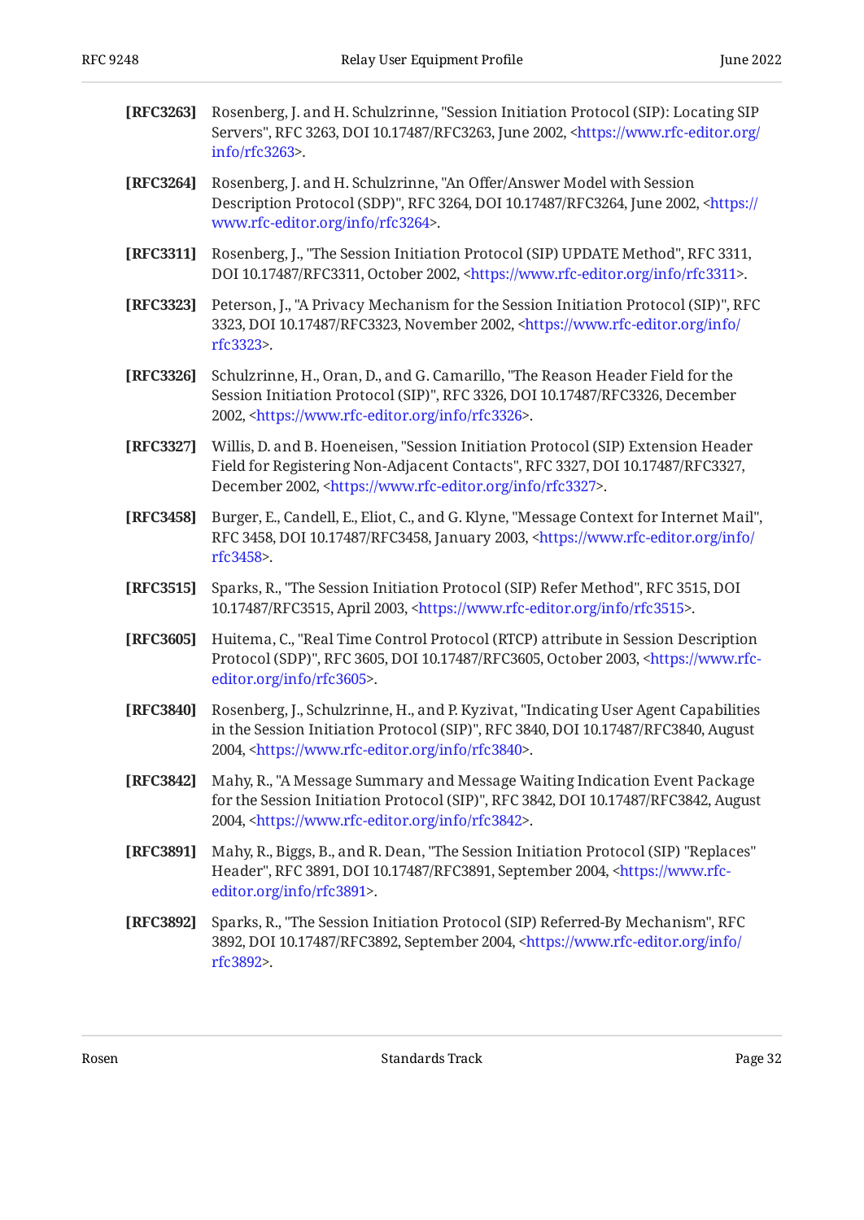**[RFC3263]** Rosenberg, J. and H. Schulzrinne, "Session Initiation Protocol (SIP): Locating SIP Servers", RFC 3263, DOI 10.17487/RFC3263, June 2002, <https://www.rfc-editor.org/info/rfc3263>.

**[RFC3264]** Rosenberg, J. and H. Schulzrinne, "An Offer/Answer Model with Session Description Protocol (SDP)", RFC 3264, DOI 10.17487/RFC3264, June 2002, <https://www.rfc-editor.org/info/rfc3264>.

**[RFC3311]** Rosenberg, J., "The Session Initiation Protocol (SIP) UPDATE Method", RFC 3311, DOI 10.17487/RFC3311, October 2002, <https://www.rfc-editor.org/info/rfc3311>.

**[RFC3323]** Peterson, J., "A Privacy Mechanism for the Session Initiation Protocol (SIP)", RFC 3323, DOI 10.17487/RFC3323, November 2002, <https://www.rfc-editor.org/info/rfc3323>.

**[RFC3326]** Schulzrinne, H., Oran, D., and G. Camarillo, "The Reason Header Field for the Session Initiation Protocol (SIP)", RFC 3326, DOI 10.17487/RFC3326, December 2002, <https://www.rfc-editor.org/info/rfc3326>.

**[RFC3327]** Willis, D. and B. Hoeneisen, "Session Initiation Protocol (SIP) Extension Header Field for Registering Non-Adjacent Contacts", RFC 3327, DOI 10.17487/RFC3327, December 2002, <https://www.rfc-editor.org/info/rfc3327>.

**[RFC3458]** Burger, E., Candell, E., Eliot, C., and G. Klyne, "Message Context for Internet Mail", RFC 3458, DOI 10.17487/RFC3458, January 2003, <https://www.rfc-editor.org/info/rfc3458>.

**[RFC3515]** Sparks, R., "The Session Initiation Protocol (SIP) Refer Method", RFC 3515, DOI 10.17487/RFC3515, April 2003, <https://www.rfc-editor.org/info/rfc3515>.

**[RFC3605]** Huitema, C., "Real Time Control Protocol (RTCP) attribute in Session Description Protocol (SDP)", RFC 3605, DOI 10.17487/RFC3605, October 2003, <https://www.rfc-editor.org/info/rfc3605>.

**[RFC3840]** Rosenberg, J., Schulzrinne, H., and P. Kyzivat, "Indicating User Agent Capabilities in the Session Initiation Protocol (SIP)", RFC 3840, DOI 10.17487/RFC3840, August 2004, <https://www.rfc-editor.org/info/rfc3840>.

**[RFC3842]** Mahy, R., "A Message Summary and Message Waiting Indication Event Package for the Session Initiation Protocol (SIP)", RFC 3842, DOI 10.17487/RFC3842, August 2004, <https://www.rfc-editor.org/info/rfc3842>.

**[RFC3891]** Mahy, R., Biggs, B., and R. Dean, "The Session Initiation Protocol (SIP) "Replaces" Header", RFC 3891, DOI 10.17487/RFC3891, September 2004, <https://www.rfc-editor.org/info/rfc3891>.

**[RFC3892]** Sparks, R., "The Session Initiation Protocol (SIP) Referred-By Mechanism", RFC 3892, DOI 10.17487/RFC3892, September 2004, <https://www.rfc-editor.org/info/rfc3892>.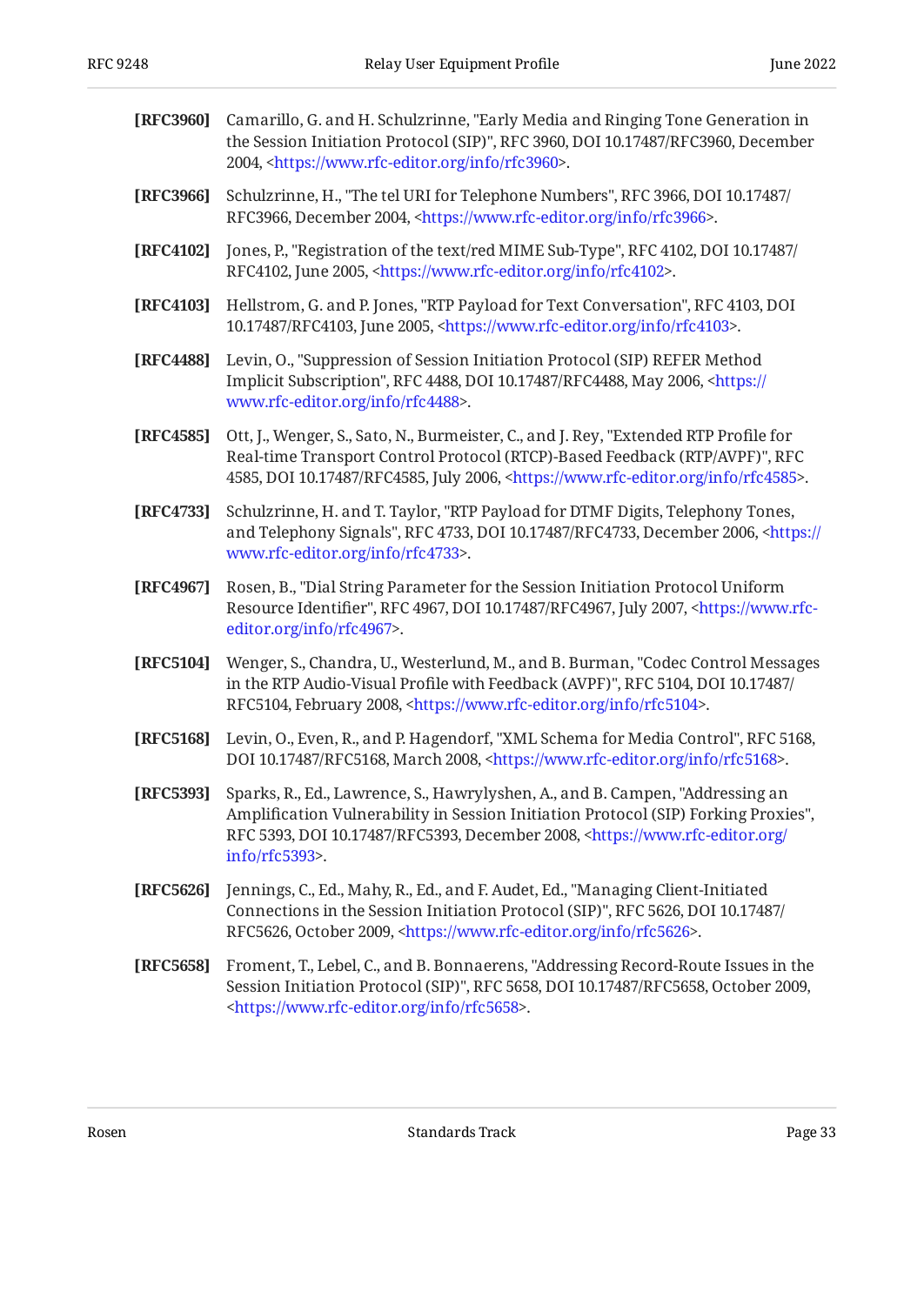**[RFC3960]** Camarillo, G. and H. Schulzrinne, "Early Media and Ringing Tone Generation in the Session Initiation Protocol (SIP)", RFC 3960, DOI 10.17487/RFC3960, December 2004, <https://www.rfc-editor.org/info/rfc3960>.

**[RFC3966]** Schulzrinne, H., "The tel URI for Telephone Numbers", RFC 3966, DOI 10.17487/RFC3966, December 2004, <https://www.rfc-editor.org/info/rfc3966>.

**[RFC4102]** Jones, P., "Registration of the text/red MIME Sub-Type", RFC 4102, DOI 10.17487/RFC4102, June 2005, <https://www.rfc-editor.org/info/rfc4102>.

**[RFC4103]** Hellstrom, G. and P. Jones, "RTP Payload for Text Conversation", RFC 4103, DOI 10.17487/RFC4103, June 2005, <https://www.rfc-editor.org/info/rfc4103>.

**[RFC4488]** Levin, O., "Suppression of Session Initiation Protocol (SIP) REFER Method Implicit Subscription", RFC 4488, DOI 10.17487/RFC4488, May 2006, <https://www.rfc-editor.org/info/rfc4488>.

**[RFC4585]** Ott, J., Wenger, S., Sato, N., Burmeister, C., and J. Rey, "Extended RTP Profile for Real-time Transport Control Protocol (RTCP)-Based Feedback (RTP/AVPF)", RFC 4585, DOI 10.17487/RFC4585, July 2006, <https://www.rfc-editor.org/info/rfc4585>.

**[RFC4733]** Schulzrinne, H. and T. Taylor, "RTP Payload for DTMF Digits, Telephony Tones, and Telephony Signals", RFC 4733, DOI 10.17487/RFC4733, December 2006, <https://www.rfc-editor.org/info/rfc4733>.

**[RFC4967]** Rosen, B., "Dial String Parameter for the Session Initiation Protocol Uniform Resource Identifier", RFC 4967, DOI 10.17487/RFC4967, July 2007, <https://www.rfc-editor.org/info/rfc4967>.

**[RFC5104]** Wenger, S., Chandra, U., Westerlund, M., and B. Burman, "Codec Control Messages in the RTP Audio-Visual Profile with Feedback (AVPF)", RFC 5104, DOI 10.17487/RFC5104, February 2008, <https://www.rfc-editor.org/info/rfc5104>.

**[RFC5168]** Levin, O., Even, R., and P. Hagendorf, "XML Schema for Media Control", RFC 5168, DOI 10.17487/RFC5168, March 2008, <https://www.rfc-editor.org/info/rfc5168>.

**[RFC5393]** Sparks, R., Ed., Lawrence, S., Hawrylyshen, A., and B. Campen, "Addressing an Amplification Vulnerability in Session Initiation Protocol (SIP) Forking Proxies", RFC 5393, DOI 10.17487/RFC5393, December 2008, <https://www.rfc-editor.org/info/rfc5393>.

**[RFC5626]** Jennings, C., Ed., Mahy, R., Ed., and F. Audet, Ed., "Managing Client-Initiated Connections in the Session Initiation Protocol (SIP)", RFC 5626, DOI 10.17487/RFC5626, October 2009, <https://www.rfc-editor.org/info/rfc5626>.

**[RFC5658]** Froment, T., Lebel, C., and B. Bonnaerens, "Addressing Record-Route Issues in the Session Initiation Protocol (SIP)", RFC 5658, DOI 10.17487/RFC5658, October 2009, <https://www.rfc-editor.org/info/rfc5658>.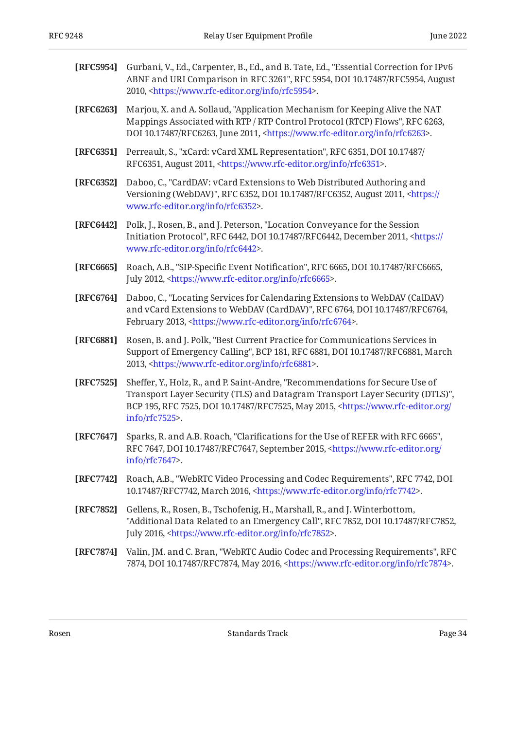**[RFC5954]** Gurbani, V., Ed., Carpenter, B., Ed., and B. Tate, Ed., "Essential Correction for IPv6 ABNF and URI Comparison in RFC 3261", RFC 5954, DOI 10.17487/RFC5954, August 2010, <https://www.rfc-editor.org/info/rfc5954>.

**[RFC6263]** Marjou, X. and A. Sollaud, "Application Mechanism for Keeping Alive the NAT Mappings Associated with RTP / RTP Control Protocol (RTCP) Flows", RFC 6263, DOI 10.17487/RFC6263, June 2011, <https://www.rfc-editor.org/info/rfc6263>.

**[RFC6351]** Perreault, S., "xCard: vCard XML Representation", RFC 6351, DOI 10.17487/RFC6351, August 2011, <https://www.rfc-editor.org/info/rfc6351>.

**[RFC6352]** Daboo, C., "CardDAV: vCard Extensions to Web Distributed Authoring and Versioning (WebDAV)", RFC 6352, DOI 10.17487/RFC6352, August 2011, <https://www.rfc-editor.org/info/rfc6352>.

**[RFC6442]** Polk, J., Rosen, B., and J. Peterson, "Location Conveyance for the Session Initiation Protocol", RFC 6442, DOI 10.17487/RFC6442, December 2011, <https://www.rfc-editor.org/info/rfc6442>.

**[RFC6665]** Roach, A.B., "SIP-Specific Event Notification", RFC 6665, DOI 10.17487/RFC6665, July 2012, <https://www.rfc-editor.org/info/rfc6665>.

**[RFC6764]** Daboo, C., "Locating Services for Calendaring Extensions to WebDAV (CalDAV) and vCard Extensions to WebDAV (CardDAV)", RFC 6764, DOI 10.17487/RFC6764, February 2013, <https://www.rfc-editor.org/info/rfc6764>.

**[RFC6881]** Rosen, B. and J. Polk, "Best Current Practice for Communications Services in Support of Emergency Calling", BCP 181, RFC 6881, DOI 10.17487/RFC6881, March 2013, <https://www.rfc-editor.org/info/rfc6881>.

**[RFC7525]** Sheffer, Y., Holz, R., and P. Saint-Andre, "Recommendations for Secure Use of Transport Layer Security (TLS) and Datagram Transport Layer Security (DTLS)", BCP 195, RFC 7525, DOI 10.17487/RFC7525, May 2015, <https://www.rfc-editor.org/info/rfc7525>.

**[RFC7647]** Sparks, R. and A.B. Roach, "Clarifications for the Use of REFER with RFC 6665", RFC 7647, DOI 10.17487/RFC7647, September 2015, <https://www.rfc-editor.org/info/rfc7647>.

**[RFC7742]** Roach, A.B., "WebRTC Video Processing and Codec Requirements", RFC 7742, DOI 10.17487/RFC7742, March 2016, <https://www.rfc-editor.org/info/rfc7742>.

**[RFC7852]** Gellens, R., Rosen, B., Tschofenig, H., Marshall, R., and J. Winterbottom, "Additional Data Related to an Emergency Call", RFC 7852, DOI 10.17487/RFC7852, July 2016, <https://www.rfc-editor.org/info/rfc7852>.

**[RFC7874]** Valin, JM. and C. Bran, "WebRTC Audio Codec and Processing Requirements", RFC 7874, DOI 10.17487/RFC7874, May 2016, <https://www.rfc-editor.org/info/rfc7874>.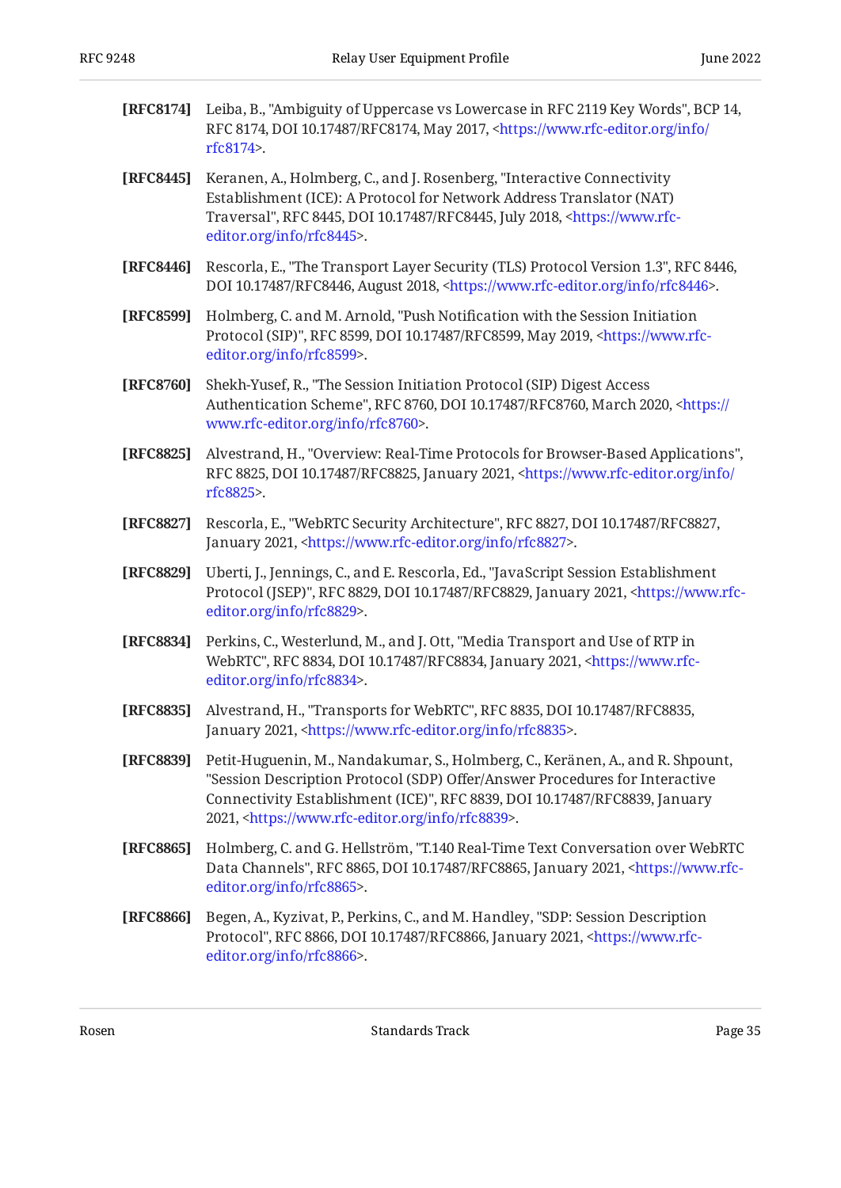**[RFC8174]** Leiba, B., "Ambiguity of Uppercase vs Lowercase in RFC 2119 Key Words", BCP 14, RFC 8174, DOI 10.17487/RFC8174, May 2017, <https://www.rfc-editor.org/info/rfc8174>.

**[RFC8445]** Keranen, A., Holmberg, C., and J. Rosenberg, "Interactive Connectivity Establishment (ICE): A Protocol for Network Address Translator (NAT) Traversal", RFC 8445, DOI 10.17487/RFC8445, July 2018, <https://www.rfc-editor.org/info/rfc8445>.

**[RFC8446]** Rescorla, E., "The Transport Layer Security (TLS) Protocol Version 1.3", RFC 8446, DOI 10.17487/RFC8446, August 2018, <https://www.rfc-editor.org/info/rfc8446>.

**[RFC8599]** Holmberg, C. and M. Arnold, "Push Notification with the Session Initiation Protocol (SIP)", RFC 8599, DOI 10.17487/RFC8599, May 2019, <https://www.rfc-editor.org/info/rfc8599>.

**[RFC8760]** Shekh-Yusef, R., "The Session Initiation Protocol (SIP) Digest Access Authentication Scheme", RFC 8760, DOI 10.17487/RFC8760, March 2020, <https://www.rfc-editor.org/info/rfc8760>.

**[RFC8825]** Alvestrand, H., "Overview: Real-Time Protocols for Browser-Based Applications", RFC 8825, DOI 10.17487/RFC8825, January 2021, <https://www.rfc-editor.org/info/rfc8825>.

**[RFC8827]** Rescorla, E., "WebRTC Security Architecture", RFC 8827, DOI 10.17487/RFC8827, January 2021, <https://www.rfc-editor.org/info/rfc8827>.

**[RFC8829]** Uberti, J., Jennings, C., and E. Rescorla, Ed., "JavaScript Session Establishment Protocol (JSEP)", RFC 8829, DOI 10.17487/RFC8829, January 2021, <https://www.rfc-editor.org/info/rfc8829>.

**[RFC8834]** Perkins, C., Westerlund, M., and J. Ott, "Media Transport and Use of RTP in WebRTC", RFC 8834, DOI 10.17487/RFC8834, January 2021, <https://www.rfc-editor.org/info/rfc8834>.

**[RFC8835]** Alvestrand, H., "Transports for WebRTC", RFC 8835, DOI 10.17487/RFC8835, January 2021, <https://www.rfc-editor.org/info/rfc8835>.

**[RFC8839]** Petit-Huguenin, M., Nandakumar, S., Holmberg, C., Keränen, A., and R. Shpount, "Session Description Protocol (SDP) Offer/Answer Procedures for Interactive Connectivity Establishment (ICE)", RFC 8839, DOI 10.17487/RFC8839, January 2021, <https://www.rfc-editor.org/info/rfc8839>.

**[RFC8865]** Holmberg, C. and G. Hellström, "T.140 Real-Time Text Conversation over WebRTC Data Channels", RFC 8865, DOI 10.17487/RFC8865, January 2021, <https://www.rfc-editor.org/info/rfc8865>.

**[RFC8866]** Begen, A., Kyzivat, P., Perkins, C., and M. Handley, "SDP: Session Description Protocol", RFC 8866, DOI 10.17487/RFC8866, January 2021, <https://www.rfc-editor.org/info/rfc8866>.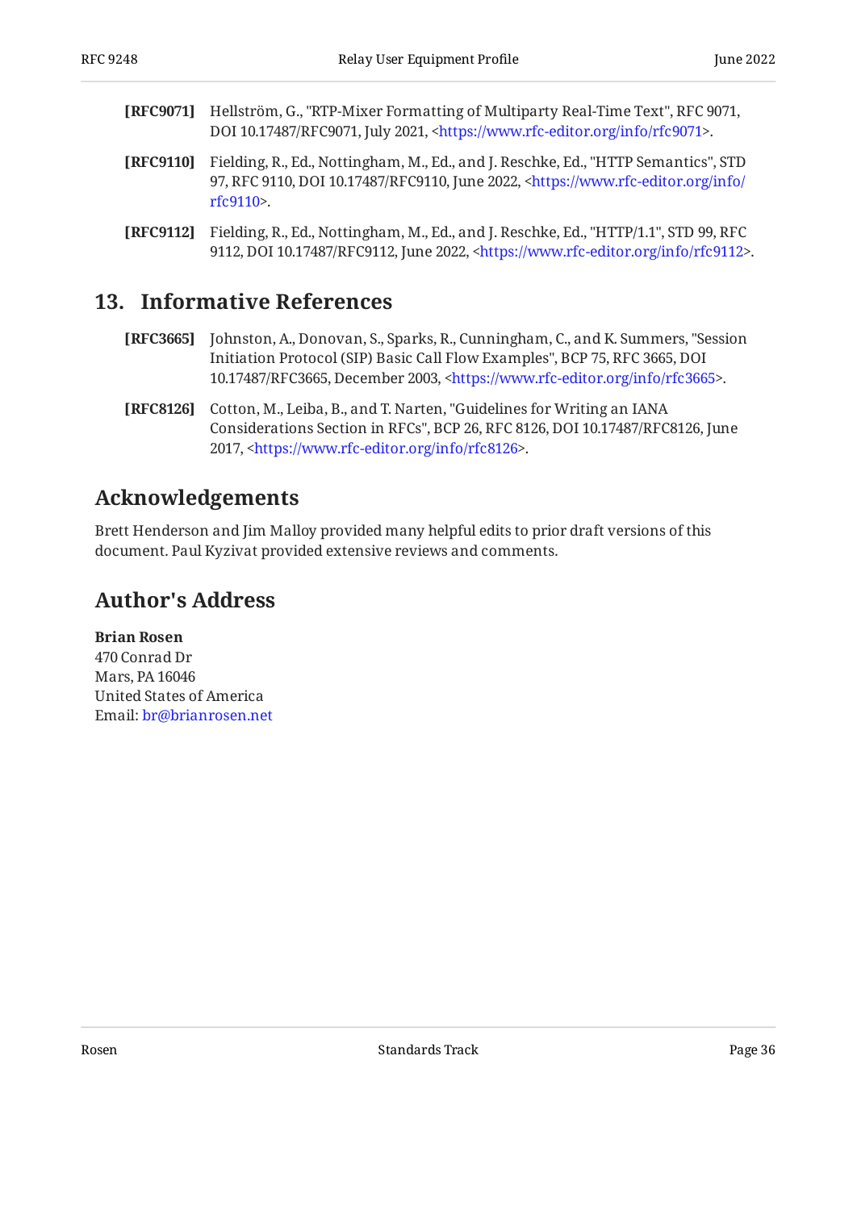**[RFC9071]** Hellström, G., "RTP-Mixer Formatting of Multiparty Real-Time Text", RFC 9071, DOI 10.17487/RFC9071, July 2021, <https://www.rfc-editor.org/info/rfc9071>.

**[RFC9110]** Fielding, R., Ed., Nottingham, M., Ed., and J. Reschke, Ed., "HTTP Semantics", STD 97, RFC 9110, DOI 10.17487/RFC9110, June 2022, <https://www.rfc-editor.org/info/rfc9110>.

**[RFC9112]** Fielding, R., Ed., Nottingham, M., Ed., and J. Reschke, Ed., "HTTP/1.1", STD 99, RFC 9112, DOI 10.17487/RFC9112, June 2022, <https://www.rfc-editor.org/info/rfc9112>.

## 13. Informative References

**[RFC3665]** Johnston, A., Donovan, S., Sparks, R., Cunningham, C., and K. Summers, "Session Initiation Protocol (SIP) Basic Call Flow Examples", BCP 75, RFC 3665, DOI 10.17487/RFC3665, December 2003, <https://www.rfc-editor.org/info/rfc3665>.

**[RFC8126]** Cotton, M., Leiba, B., and T. Narten, "Guidelines for Writing an IANA Considerations Section in RFCs", BCP 26, RFC 8126, DOI 10.17487/RFC8126, June 2017, <https://www.rfc-editor.org/info/rfc8126>.

## Acknowledgements

Brett Henderson and Jim Malloy provided many helpful edits to prior draft versions of this document. Paul Kyzivat provided extensive reviews and comments.

## Author's Address

**Brian Rosen**
470 Conrad Dr
Mars, PA 16046
United States of America
Email: br@brianrosen.net